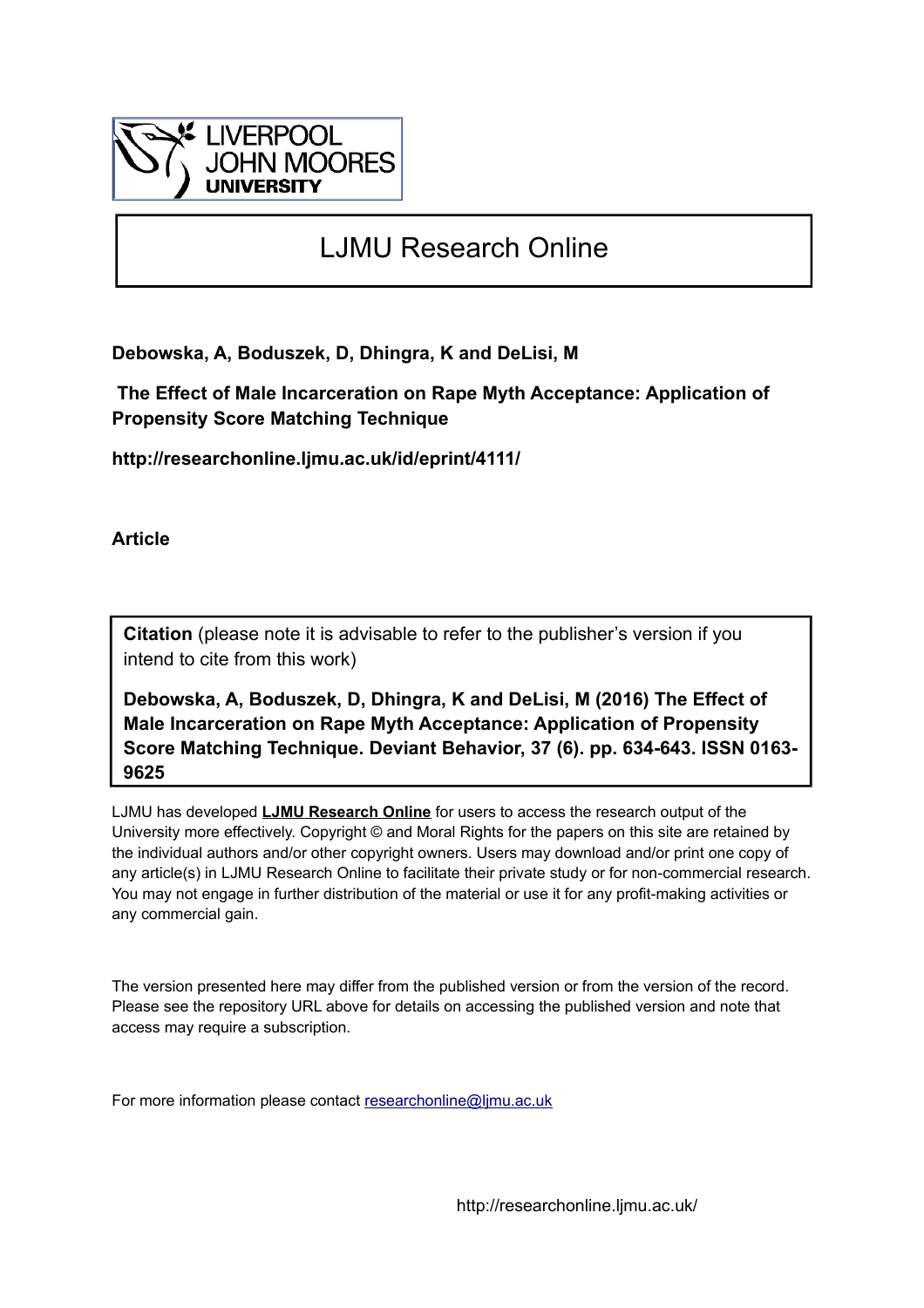# LJMU Research Online

**Debowska, A, Boduszek, D, Dhingra, K and DeLisi, M**

**The Effect of Male Incarceration on Rape Myth Acceptance: Application of Propensity Score Matching Technique**

**http://researchonline.ljmu.ac.uk/id/eprint/4111/**

**Article**

**Citation** (please note it is advisable to refer to the publisher's version if you intend to cite from this work)

**Debowska, A, Boduszek, D, Dhingra, K and DeLisi, M (2016) The Effect of Male Incarceration on Rape Myth Acceptance: Application of Propensity Score Matching Technique. Deviant Behavior, 37 (6). pp. 634-643. ISSN 0163-9625**

LJMU has developed **LJMU Research Online** for users to access the research output of the University more effectively. Copyright © and Moral Rights for the papers on this site are retained by the individual authors and/or other copyright owners. Users may download and/or print one copy of any article(s) in LJMU Research Online to facilitate their private study or for non-commercial research. You may not engage in further distribution of the material or use it for any profit-making activities or any commercial gain.

The version presented here may differ from the published version or from the version of the record. Please see the repository URL above for details on accessing the published version and note that access may require a subscription.

For more information please contact researchonline@ljmu.ac.uk

http://researchonline.ljmu.ac.uk/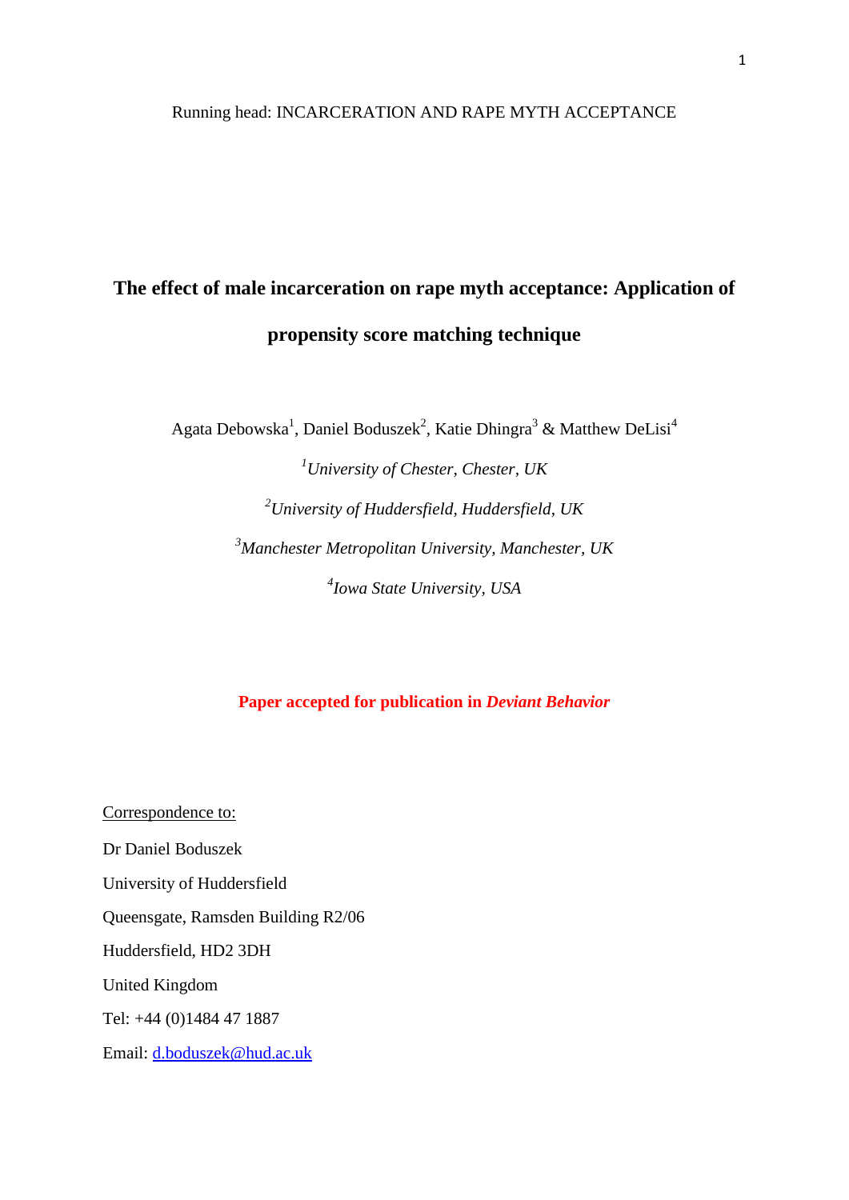# The effect of male incarceration on rape myth acceptance: Application of propensity score matching technique

Agata Debowska[1], Daniel Boduszek[2], Katie Dhingra[3] & Matthew DeLisi[4]

[1]*University of Chester, Chester, UK*

[2]*University of Huddersfield, Huddersfield, UK*

[3]*Manchester Metropolitan University, Manchester, UK*

[4]*Iowa State University, USA*

**Paper accepted for publication in *Deviant Behavior***

Correspondence to:

Dr Daniel Boduszek

University of Huddersfield

Queensgate, Ramsden Building R2/06

Huddersfield, HD2 3DH

United Kingdom

Tel: +44 (0)1484 47 1887

Email: d.boduszek@hud.ac.uk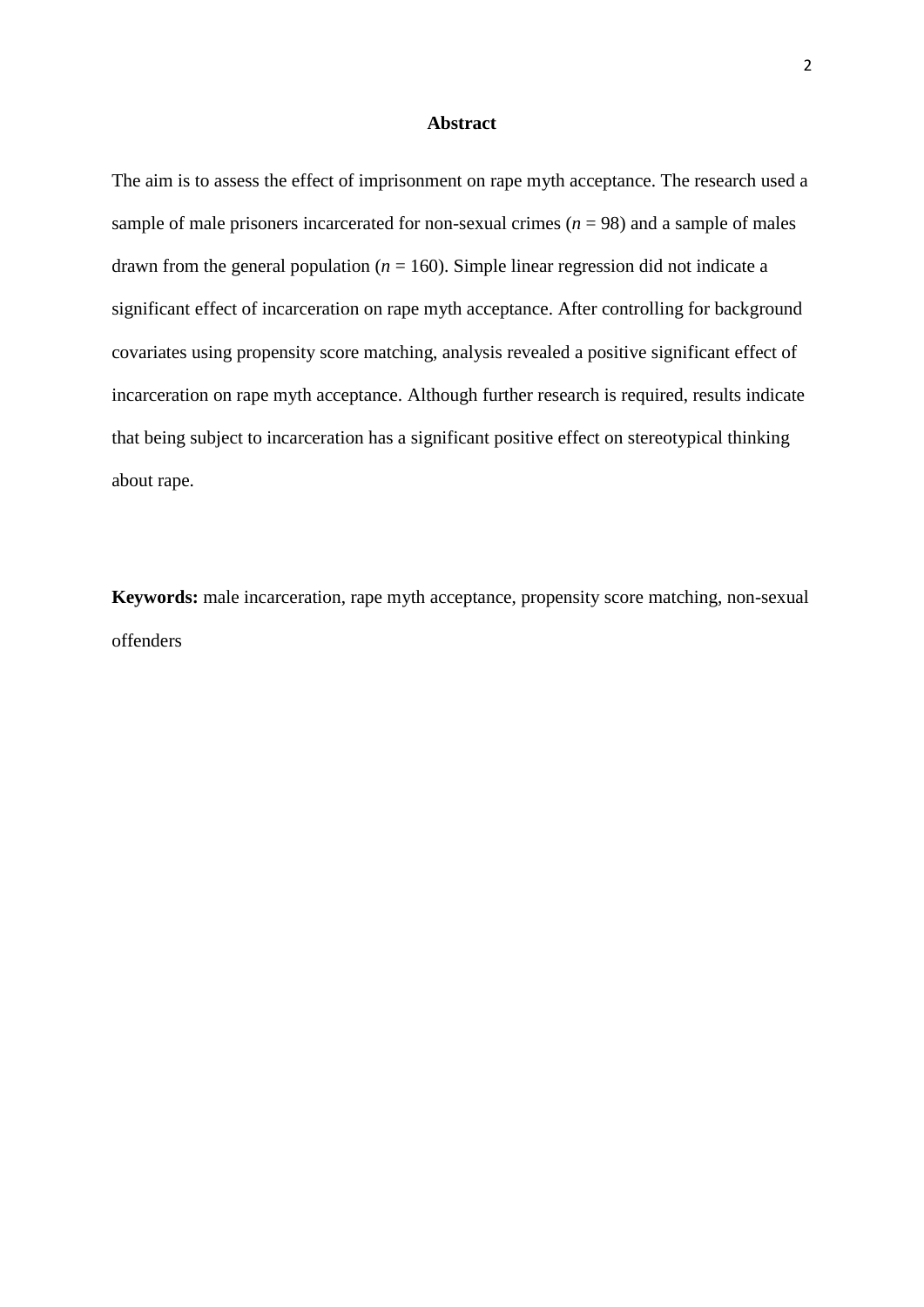## Abstract

The aim is to assess the effect of imprisonment on rape myth acceptance. The research used a sample of male prisoners incarcerated for non-sexual crimes ($n$ = 98) and a sample of males drawn from the general population ($n$ = 160). Simple linear regression did not indicate a significant effect of incarceration on rape myth acceptance. After controlling for background covariates using propensity score matching, analysis revealed a positive significant effect of incarceration on rape myth acceptance. Although further research is required, results indicate that being subject to incarceration has a significant positive effect on stereotypical thinking about rape.

**Keywords:** male incarceration, rape myth acceptance, propensity score matching, non-sexual offenders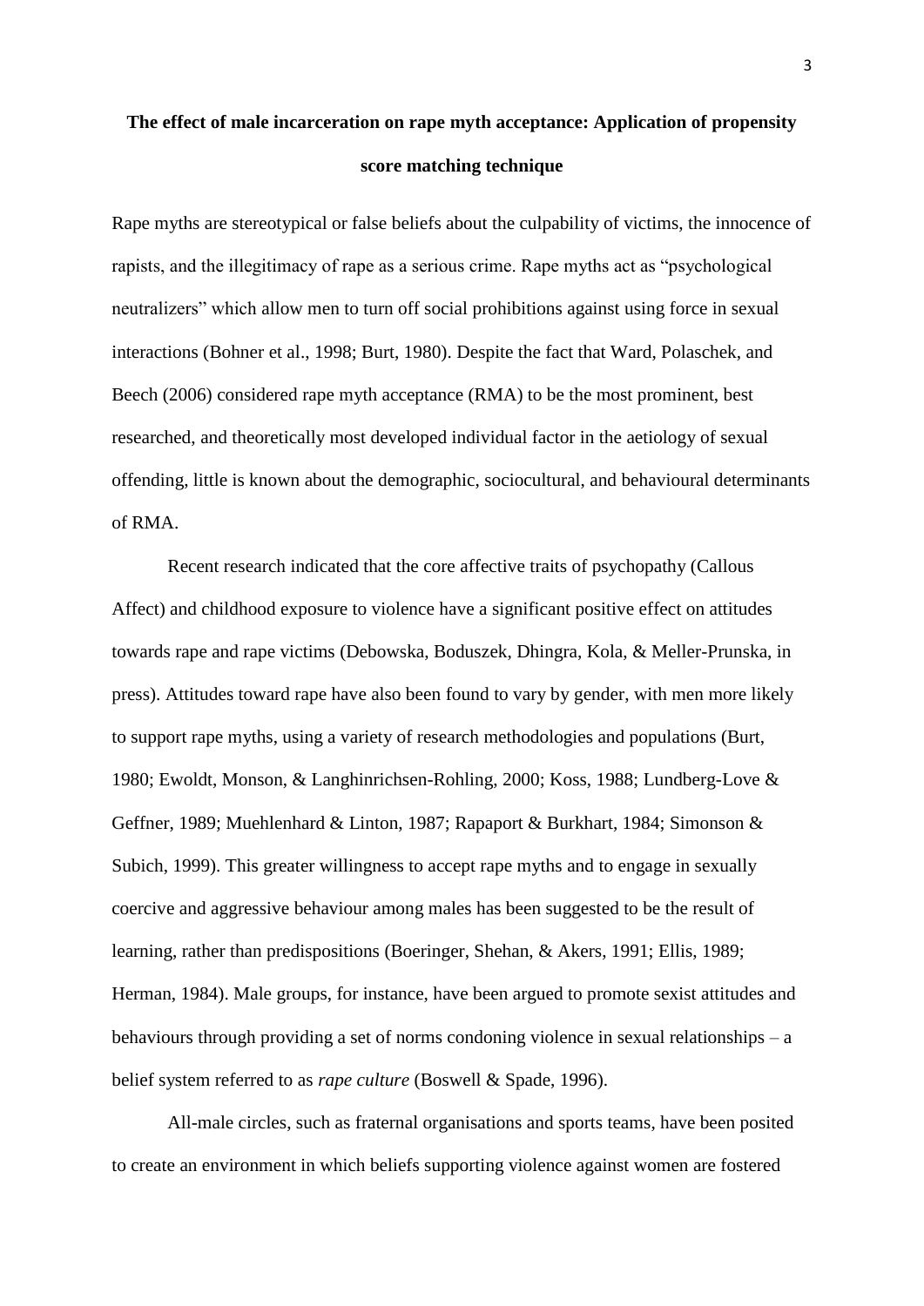**The effect of male incarceration on rape myth acceptance: Application of propensity score matching technique**

Rape myths are stereotypical or false beliefs about the culpability of victims, the innocence of rapists, and the illegitimacy of rape as a serious crime. Rape myths act as "psychological neutralizers" which allow men to turn off social prohibitions against using force in sexual interactions (Bohner et al., 1998; Burt, 1980). Despite the fact that Ward, Polaschek, and Beech (2006) considered rape myth acceptance (RMA) to be the most prominent, best researched, and theoretically most developed individual factor in the aetiology of sexual offending, little is known about the demographic, sociocultural, and behavioural determinants of RMA.

Recent research indicated that the core affective traits of psychopathy (Callous Affect) and childhood exposure to violence have a significant positive effect on attitudes towards rape and rape victims (Debowska, Boduszek, Dhingra, Kola, & Meller-Prunska, in press). Attitudes toward rape have also been found to vary by gender, with men more likely to support rape myths, using a variety of research methodologies and populations (Burt, 1980; Ewoldt, Monson, & Langhinrichsen-Rohling, 2000; Koss, 1988; Lundberg-Love & Geffner, 1989; Muehlenhard & Linton, 1987; Rapaport & Burkhart, 1984; Simonson & Subich, 1999). This greater willingness to accept rape myths and to engage in sexually coercive and aggressive behaviour among males has been suggested to be the result of learning, rather than predispositions (Boeringer, Shehan, & Akers, 1991; Ellis, 1989; Herman, 1984). Male groups, for instance, have been argued to promote sexist attitudes and behaviours through providing a set of norms condoning violence in sexual relationships – a belief system referred to as *rape culture* (Boswell & Spade, 1996).

All-male circles, such as fraternal organisations and sports teams, have been posited to create an environment in which beliefs supporting violence against women are fostered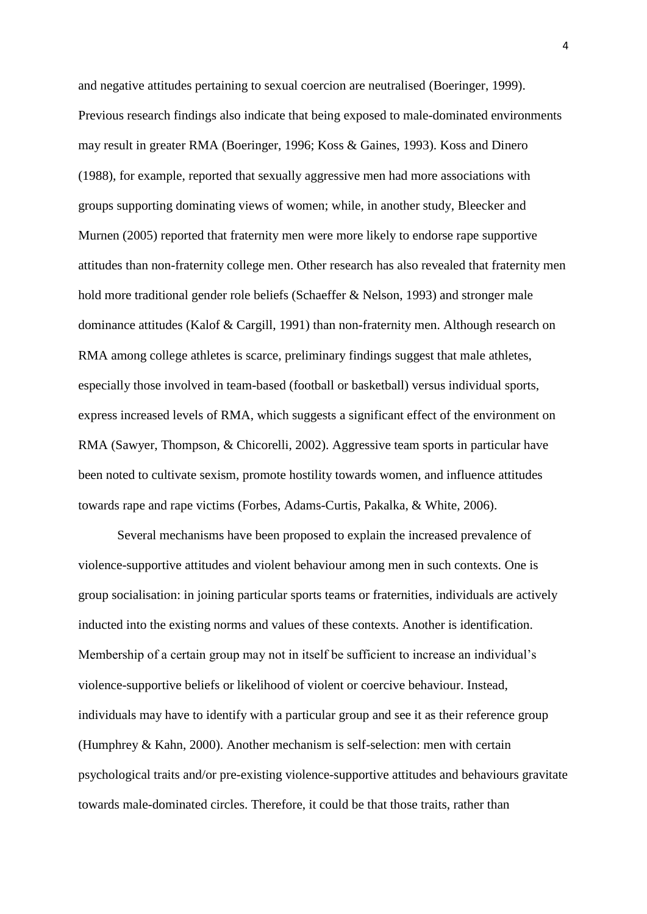and negative attitudes pertaining to sexual coercion are neutralised (Boeringer, 1999). Previous research findings also indicate that being exposed to male-dominated environments may result in greater RMA (Boeringer, 1996; Koss & Gaines, 1993). Koss and Dinero (1988), for example, reported that sexually aggressive men had more associations with groups supporting dominating views of women; while, in another study, Bleecker and Murnen (2005) reported that fraternity men were more likely to endorse rape supportive attitudes than non-fraternity college men. Other research has also revealed that fraternity men hold more traditional gender role beliefs (Schaeffer & Nelson, 1993) and stronger male dominance attitudes (Kalof & Cargill, 1991) than non-fraternity men. Although research on RMA among college athletes is scarce, preliminary findings suggest that male athletes, especially those involved in team-based (football or basketball) versus individual sports, express increased levels of RMA, which suggests a significant effect of the environment on RMA (Sawyer, Thompson, & Chicorelli, 2002). Aggressive team sports in particular have been noted to cultivate sexism, promote hostility towards women, and influence attitudes towards rape and rape victims (Forbes, Adams-Curtis, Pakalka, & White, 2006).

Several mechanisms have been proposed to explain the increased prevalence of violence-supportive attitudes and violent behaviour among men in such contexts. One is group socialisation: in joining particular sports teams or fraternities, individuals are actively inducted into the existing norms and values of these contexts. Another is identification. Membership of a certain group may not in itself be sufficient to increase an individual's violence-supportive beliefs or likelihood of violent or coercive behaviour. Instead, individuals may have to identify with a particular group and see it as their reference group (Humphrey & Kahn, 2000). Another mechanism is self-selection: men with certain psychological traits and/or pre-existing violence-supportive attitudes and behaviours gravitate towards male-dominated circles. Therefore, it could be that those traits, rather than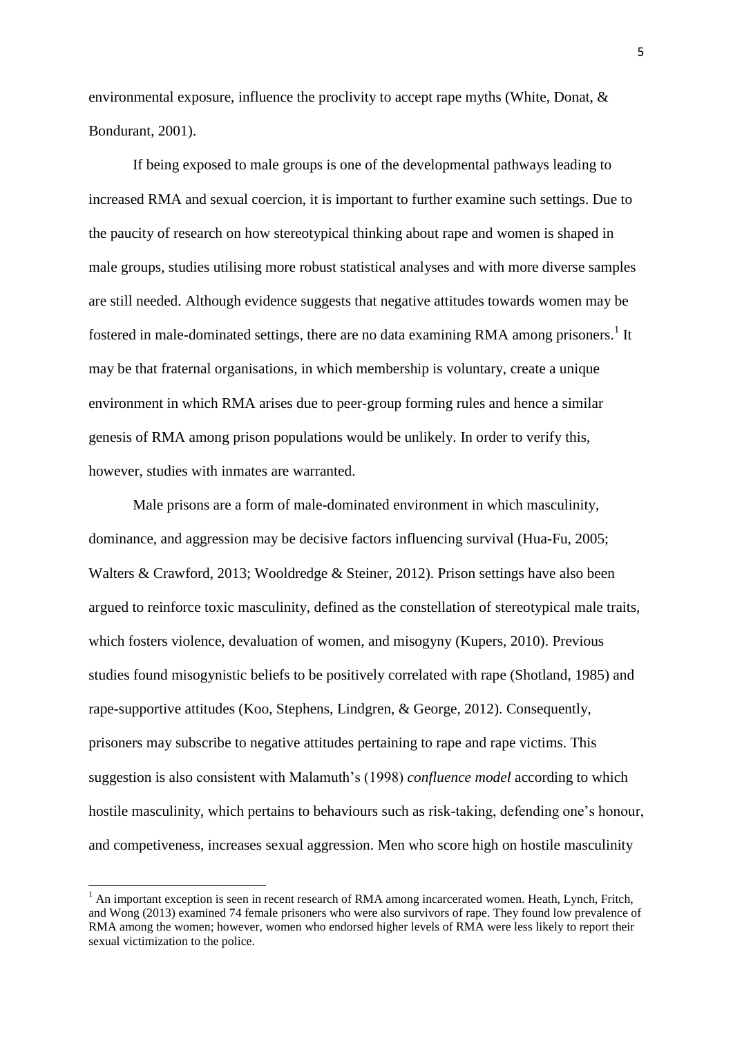environmental exposure, influence the proclivity to accept rape myths (White, Donat, & Bondurant, 2001).

If being exposed to male groups is one of the developmental pathways leading to increased RMA and sexual coercion, it is important to further examine such settings. Due to the paucity of research on how stereotypical thinking about rape and women is shaped in male groups, studies utilising more robust statistical analyses and with more diverse samples are still needed. Although evidence suggests that negative attitudes towards women may be fostered in male-dominated settings, there are no data examining RMA among prisoners.[1] It may be that fraternal organisations, in which membership is voluntary, create a unique environment in which RMA arises due to peer-group forming rules and hence a similar genesis of RMA among prison populations would be unlikely. In order to verify this, however, studies with inmates are warranted.

Male prisons are a form of male-dominated environment in which masculinity, dominance, and aggression may be decisive factors influencing survival (Hua-Fu, 2005; Walters & Crawford, 2013; Wooldredge & Steiner, 2012). Prison settings have also been argued to reinforce toxic masculinity, defined as the constellation of stereotypical male traits, which fosters violence, devaluation of women, and misogyny (Kupers, 2010). Previous studies found misogynistic beliefs to be positively correlated with rape (Shotland, 1985) and rape-supportive attitudes (Koo, Stephens, Lindgren, & George, 2012). Consequently, prisoners may subscribe to negative attitudes pertaining to rape and rape victims. This suggestion is also consistent with Malamuth's (1998) *confluence model* according to which hostile masculinity, which pertains to behaviours such as risk-taking, defending one's honour, and competiveness, increases sexual aggression. Men who score high on hostile masculinity

[1] An important exception is seen in recent research of RMA among incarcerated women. Heath, Lynch, Fritch, and Wong (2013) examined 74 female prisoners who were also survivors of rape. They found low prevalence of RMA among the women; however, women who endorsed higher levels of RMA were less likely to report their sexual victimization to the police.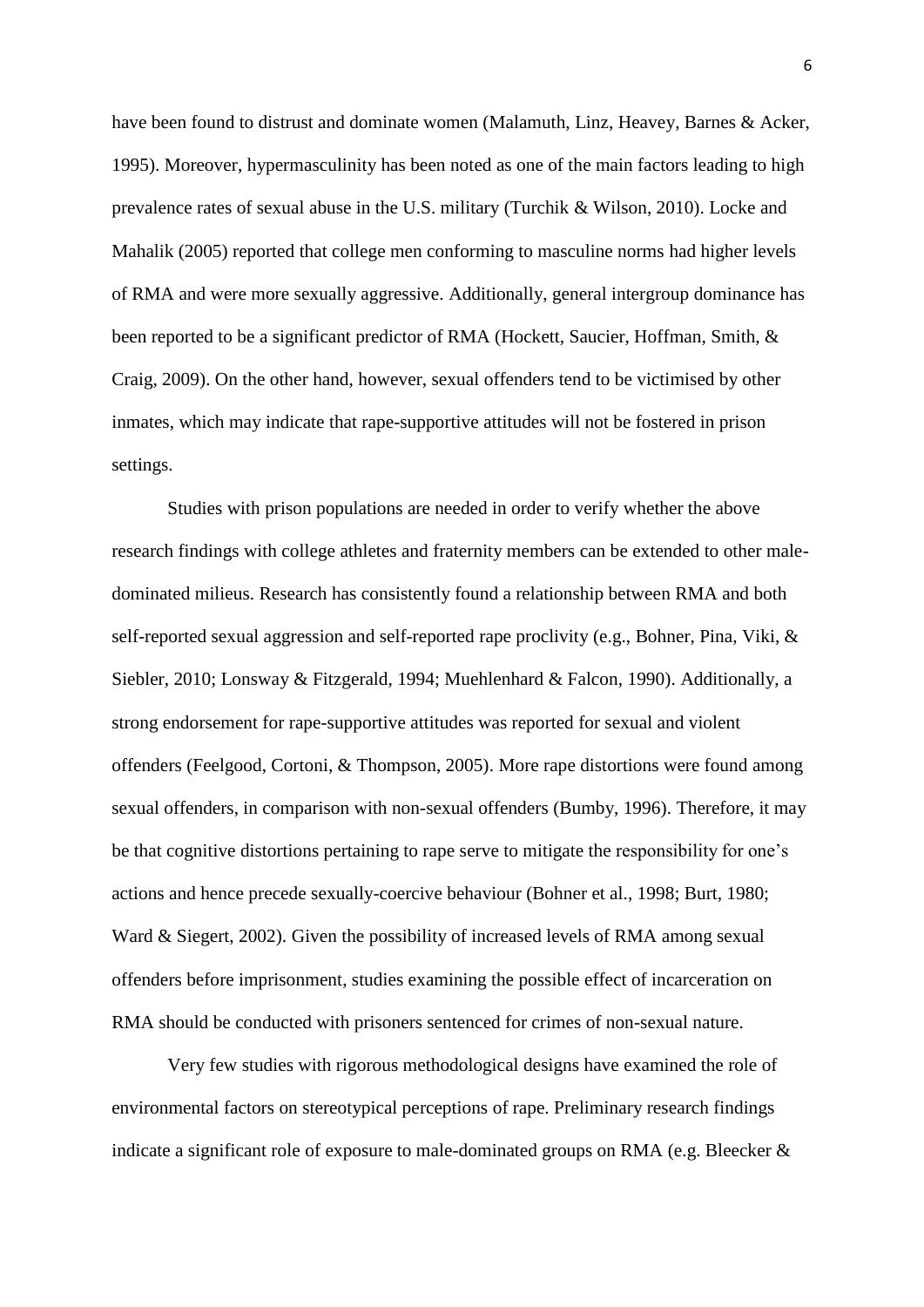have been found to distrust and dominate women (Malamuth, Linz, Heavey, Barnes & Acker, 1995). Moreover, hypermasculinity has been noted as one of the main factors leading to high prevalence rates of sexual abuse in the U.S. military (Turchik & Wilson, 2010). Locke and Mahalik (2005) reported that college men conforming to masculine norms had higher levels of RMA and were more sexually aggressive. Additionally, general intergroup dominance has been reported to be a significant predictor of RMA (Hockett, Saucier, Hoffman, Smith, & Craig, 2009). On the other hand, however, sexual offenders tend to be victimised by other inmates, which may indicate that rape-supportive attitudes will not be fostered in prison settings.

Studies with prison populations are needed in order to verify whether the above research findings with college athletes and fraternity members can be extended to other male-dominated milieus. Research has consistently found a relationship between RMA and both self-reported sexual aggression and self-reported rape proclivity (e.g., Bohner, Pina, Viki, & Siebler, 2010; Lonsway & Fitzgerald, 1994; Muehlenhard & Falcon, 1990). Additionally, a strong endorsement for rape-supportive attitudes was reported for sexual and violent offenders (Feelgood, Cortoni, & Thompson, 2005). More rape distortions were found among sexual offenders, in comparison with non-sexual offenders (Bumby, 1996). Therefore, it may be that cognitive distortions pertaining to rape serve to mitigate the responsibility for one's actions and hence precede sexually-coercive behaviour (Bohner et al., 1998; Burt, 1980; Ward & Siegert, 2002). Given the possibility of increased levels of RMA among sexual offenders before imprisonment, studies examining the possible effect of incarceration on RMA should be conducted with prisoners sentenced for crimes of non-sexual nature.

Very few studies with rigorous methodological designs have examined the role of environmental factors on stereotypical perceptions of rape. Preliminary research findings indicate a significant role of exposure to male-dominated groups on RMA (e.g. Bleecker &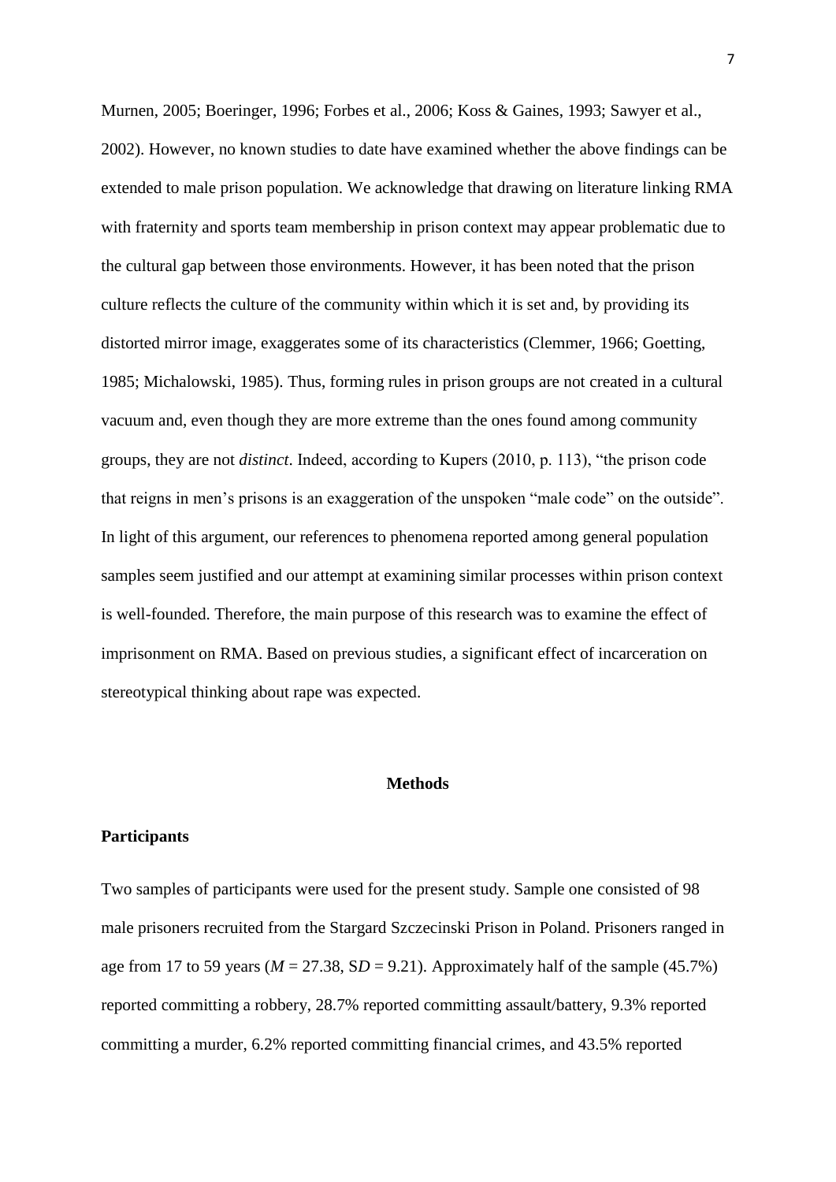Murnen, 2005; Boeringer, 1996; Forbes et al., 2006; Koss & Gaines, 1993; Sawyer et al., 2002). However, no known studies to date have examined whether the above findings can be extended to male prison population. We acknowledge that drawing on literature linking RMA with fraternity and sports team membership in prison context may appear problematic due to the cultural gap between those environments. However, it has been noted that the prison culture reflects the culture of the community within which it is set and, by providing its distorted mirror image, exaggerates some of its characteristics (Clemmer, 1966; Goetting, 1985; Michalowski, 1985). Thus, forming rules in prison groups are not created in a cultural vacuum and, even though they are more extreme than the ones found among community groups, they are not *distinct*. Indeed, according to Kupers (2010, p. 113), "the prison code that reigns in men's prisons is an exaggeration of the unspoken "male code" on the outside". In light of this argument, our references to phenomena reported among general population samples seem justified and our attempt at examining similar processes within prison context is well-founded. Therefore, the main purpose of this research was to examine the effect of imprisonment on RMA. Based on previous studies, a significant effect of incarceration on stereotypical thinking about rape was expected.

## Methods

### Participants

Two samples of participants were used for the present study. Sample one consisted of 98 male prisoners recruited from the Stargard Szczecinski Prison in Poland. Prisoners ranged in age from 17 to 59 years ($M$ = 27.38, $SD$ = 9.21). Approximately half of the sample (45.7%) reported committing a robbery, 28.7% reported committing assault/battery, 9.3% reported committing a murder, 6.2% reported committing financial crimes, and 43.5% reported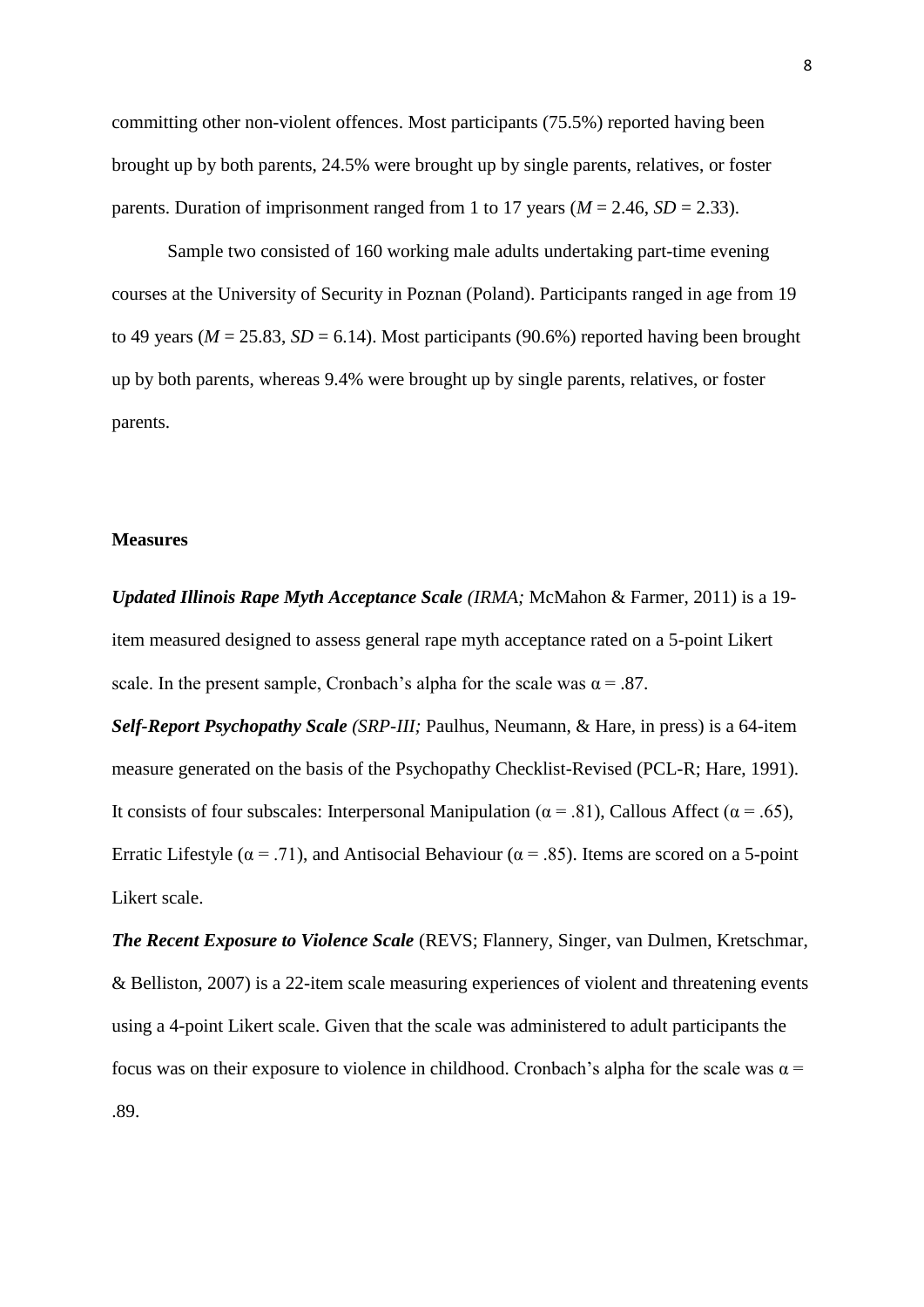committing other non-violent offences. Most participants (75.5%) reported having been brought up by both parents, 24.5% were brought up by single parents, relatives, or foster parents. Duration of imprisonment ranged from 1 to 17 years ($M$ = 2.46, $SD$ = 2.33).

Sample two consisted of 160 working male adults undertaking part-time evening courses at the University of Security in Poznan (Poland). Participants ranged in age from 19 to 49 years ($M$ = 25.83, $SD$ = 6.14). Most participants (90.6%) reported having been brought up by both parents, whereas 9.4% were brought up by single parents, relatives, or foster parents.

**Measures**

***Updated Illinois Rape Myth Acceptance Scale*** *(IRMA;* McMahon & Farmer, 2011) is a 19-item measured designed to assess general rape myth acceptance rated on a 5-point Likert scale. In the present sample, Cronbach's alpha for the scale was α = .87.

***Self-Report Psychopathy Scale*** *(SRP-III;* Paulhus, Neumann, & Hare, in press) is a 64-item measure generated on the basis of the Psychopathy Checklist-Revised (PCL-R; Hare, 1991). It consists of four subscales: Interpersonal Manipulation (α = .81), Callous Affect (α = .65), Erratic Lifestyle (α = .71), and Antisocial Behaviour (α = .85). Items are scored on a 5-point Likert scale.

***The Recent Exposure to Violence Scale*** (REVS; Flannery, Singer, van Dulmen, Kretschmar, & Belliston, 2007) is a 22-item scale measuring experiences of violent and threatening events using a 4-point Likert scale. Given that the scale was administered to adult participants the focus was on their exposure to violence in childhood. Cronbach's alpha for the scale was α = .89.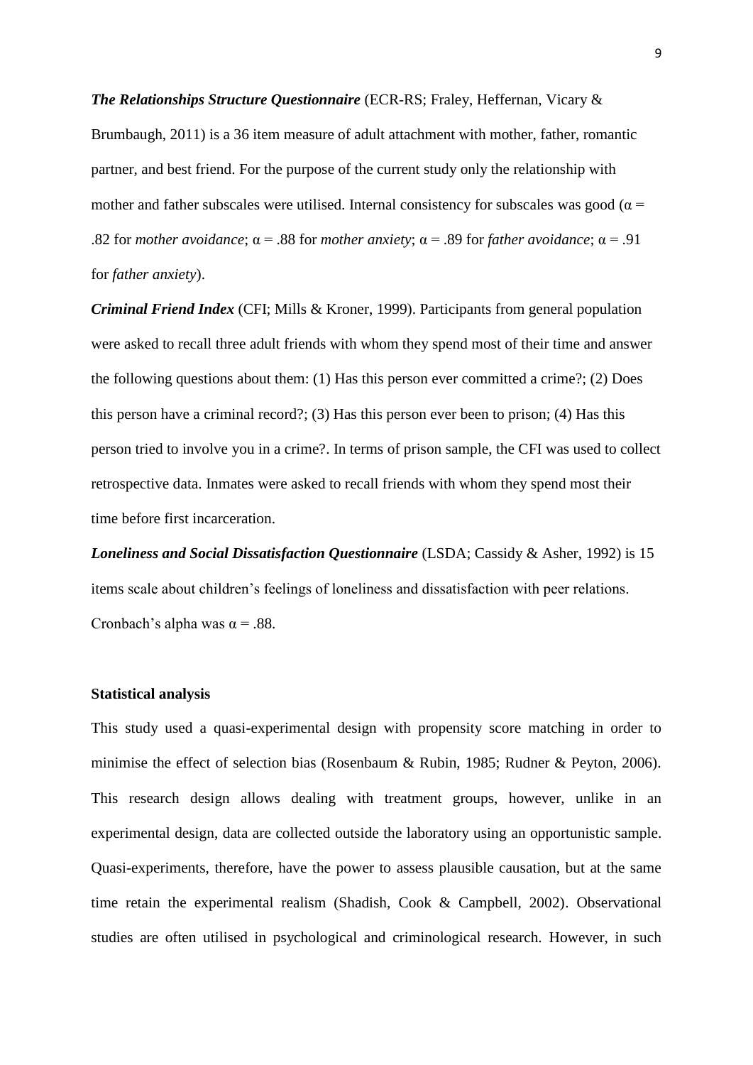***The Relationships Structure Questionnaire*** (ECR-RS; Fraley, Heffernan, Vicary & Brumbaugh, 2011) is a 36 item measure of adult attachment with mother, father, romantic partner, and best friend. For the purpose of the current study only the relationship with mother and father subscales were utilised. Internal consistency for subscales was good ($\alpha$ = .82 for *mother avoidance*; $\alpha$ = .88 for *mother anxiety*; $\alpha$ = .89 for *father avoidance*; $\alpha$ = .91 for *father anxiety*).

***Criminal Friend Index*** (CFI; Mills & Kroner, 1999). Participants from general population were asked to recall three adult friends with whom they spend most of their time and answer the following questions about them: (1) Has this person ever committed a crime?; (2) Does this person have a criminal record?; (3) Has this person ever been to prison; (4) Has this person tried to involve you in a crime?. In terms of prison sample, the CFI was used to collect retrospective data. Inmates were asked to recall friends with whom they spend most their time before first incarceration.

***Loneliness and Social Dissatisfaction Questionnaire*** (LSDA; Cassidy & Asher, 1992) is 15 items scale about children's feelings of loneliness and dissatisfaction with peer relations. Cronbach's alpha was $\alpha$ = .88.

**Statistical analysis**

This study used a quasi-experimental design with propensity score matching in order to minimise the effect of selection bias (Rosenbaum & Rubin, 1985; Rudner & Peyton, 2006). This research design allows dealing with treatment groups, however, unlike in an experimental design, data are collected outside the laboratory using an opportunistic sample. Quasi-experiments, therefore, have the power to assess plausible causation, but at the same time retain the experimental realism (Shadish, Cook & Campbell, 2002). Observational studies are often utilised in psychological and criminological research. However, in such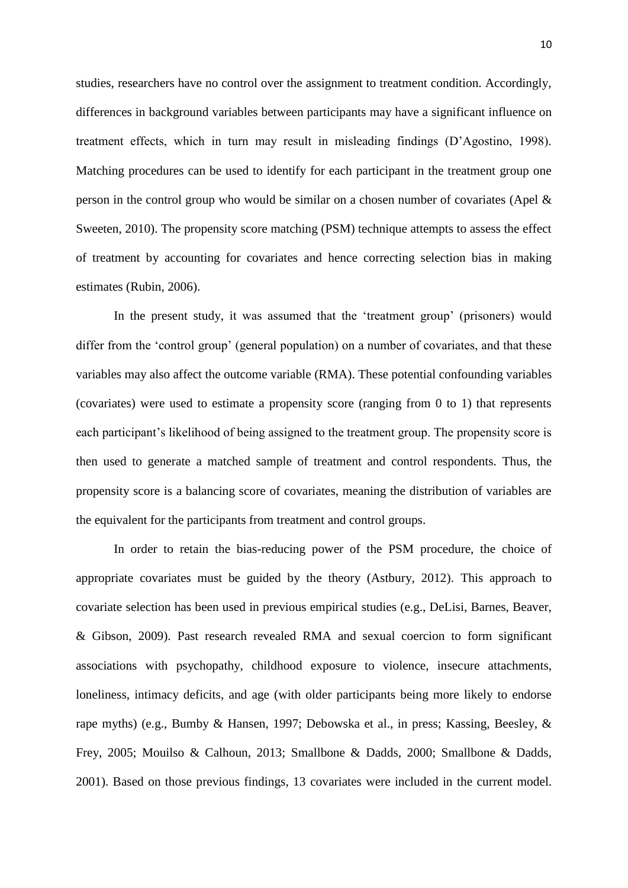studies, researchers have no control over the assignment to treatment condition. Accordingly, differences in background variables between participants may have a significant influence on treatment effects, which in turn may result in misleading findings (D'Agostino, 1998). Matching procedures can be used to identify for each participant in the treatment group one person in the control group who would be similar on a chosen number of covariates (Apel & Sweeten, 2010). The propensity score matching (PSM) technique attempts to assess the effect of treatment by accounting for covariates and hence correcting selection bias in making estimates (Rubin, 2006).

In the present study, it was assumed that the 'treatment group' (prisoners) would differ from the 'control group' (general population) on a number of covariates, and that these variables may also affect the outcome variable (RMA). These potential confounding variables (covariates) were used to estimate a propensity score (ranging from 0 to 1) that represents each participant's likelihood of being assigned to the treatment group. The propensity score is then used to generate a matched sample of treatment and control respondents. Thus, the propensity score is a balancing score of covariates, meaning the distribution of variables are the equivalent for the participants from treatment and control groups.

In order to retain the bias-reducing power of the PSM procedure, the choice of appropriate covariates must be guided by the theory (Astbury, 2012). This approach to covariate selection has been used in previous empirical studies (e.g., DeLisi, Barnes, Beaver, & Gibson, 2009). Past research revealed RMA and sexual coercion to form significant associations with psychopathy, childhood exposure to violence, insecure attachments, loneliness, intimacy deficits, and age (with older participants being more likely to endorse rape myths) (e.g., Bumby & Hansen, 1997; Debowska et al., in press; Kassing, Beesley, & Frey, 2005; Mouilso & Calhoun, 2013; Smallbone & Dadds, 2000; Smallbone & Dadds, 2001). Based on those previous findings, 13 covariates were included in the current model.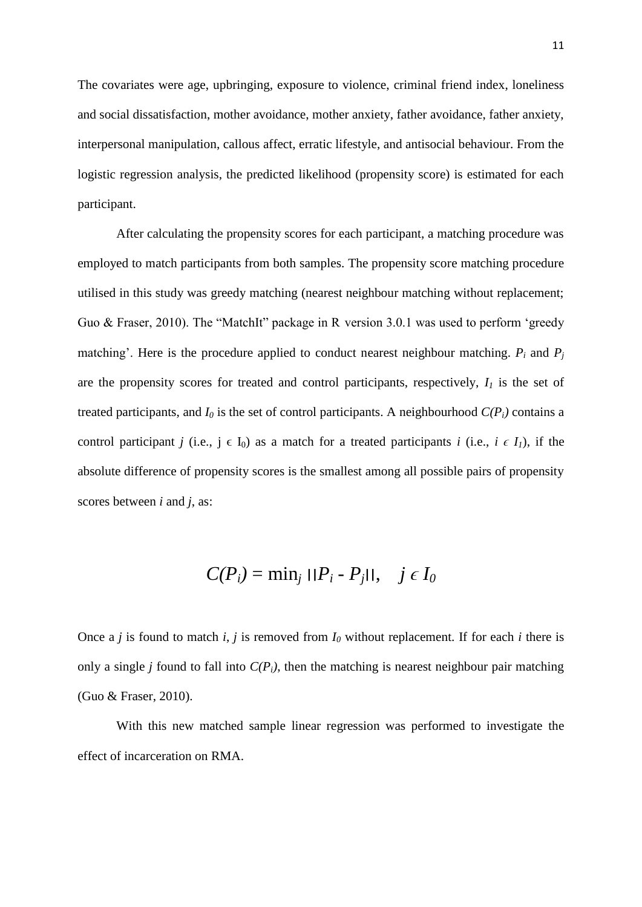The covariates were age, upbringing, exposure to violence, criminal friend index, loneliness and social dissatisfaction, mother avoidance, mother anxiety, father avoidance, father anxiety, interpersonal manipulation, callous affect, erratic lifestyle, and antisocial behaviour. From the logistic regression analysis, the predicted likelihood (propensity score) is estimated for each participant.

After calculating the propensity scores for each participant, a matching procedure was employed to match participants from both samples. The propensity score matching procedure utilised in this study was greedy matching (nearest neighbour matching without replacement; Guo & Fraser, 2010). The "MatchIt" package in R version 3.0.1 was used to perform 'greedy matching'. Here is the procedure applied to conduct nearest neighbour matching. $P_i$ and $P_j$ are the propensity scores for treated and control participants, respectively, $I_1$ is the set of treated participants, and $I_0$ is the set of control participants. A neighbourhood $C(P_i)$ contains a control participant $j$ (i.e., $j \in I_0$) as a match for a treated participants $i$ (i.e., $i \in I_1$), if the absolute difference of propensity scores is the smallest among all possible pairs of propensity scores between $i$ and $j$, as:

$$C(P_i) = \min_j \| P_i - P_j \|, \quad j \in I_0$$

Once a $j$ is found to match $i$, $j$ is removed from $I_0$ without replacement. If for each $i$ there is only a single $j$ found to fall into $C(P_i)$, then the matching is nearest neighbour pair matching (Guo & Fraser, 2010).

With this new matched sample linear regression was performed to investigate the effect of incarceration on RMA.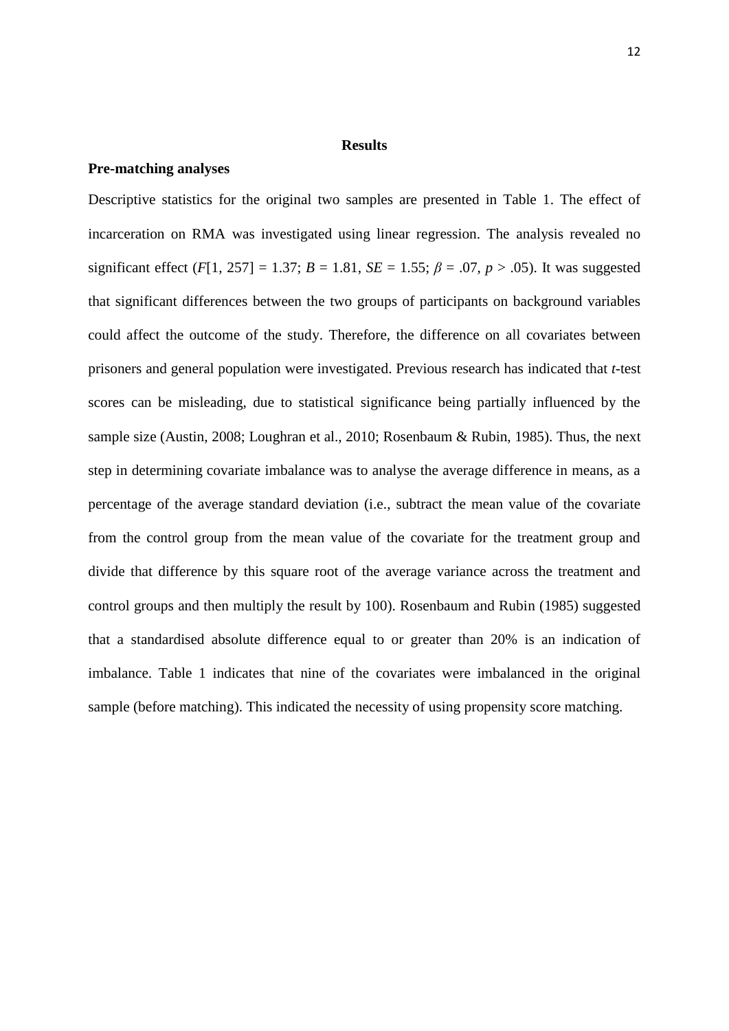## Results

### Pre-matching analyses

Descriptive statistics for the original two samples are presented in Table 1. The effect of incarceration on RMA was investigated using linear regression. The analysis revealed no significant effect ($F$[1, 257] = 1.37; $B$ = 1.81, $SE$ = 1.55; $\beta$ = .07, $p$ > .05). It was suggested that significant differences between the two groups of participants on background variables could affect the outcome of the study. Therefore, the difference on all covariates between prisoners and general population were investigated. Previous research has indicated that *t*-test scores can be misleading, due to statistical significance being partially influenced by the sample size (Austin, 2008; Loughran et al., 2010; Rosenbaum & Rubin, 1985). Thus, the next step in determining covariate imbalance was to analyse the average difference in means, as a percentage of the average standard deviation (i.e., subtract the mean value of the covariate from the control group from the mean value of the covariate for the treatment group and divide that difference by this square root of the average variance across the treatment and control groups and then multiply the result by 100). Rosenbaum and Rubin (1985) suggested that a standardised absolute difference equal to or greater than 20% is an indication of imbalance. Table 1 indicates that nine of the covariates were imbalanced in the original sample (before matching). This indicated the necessity of using propensity score matching.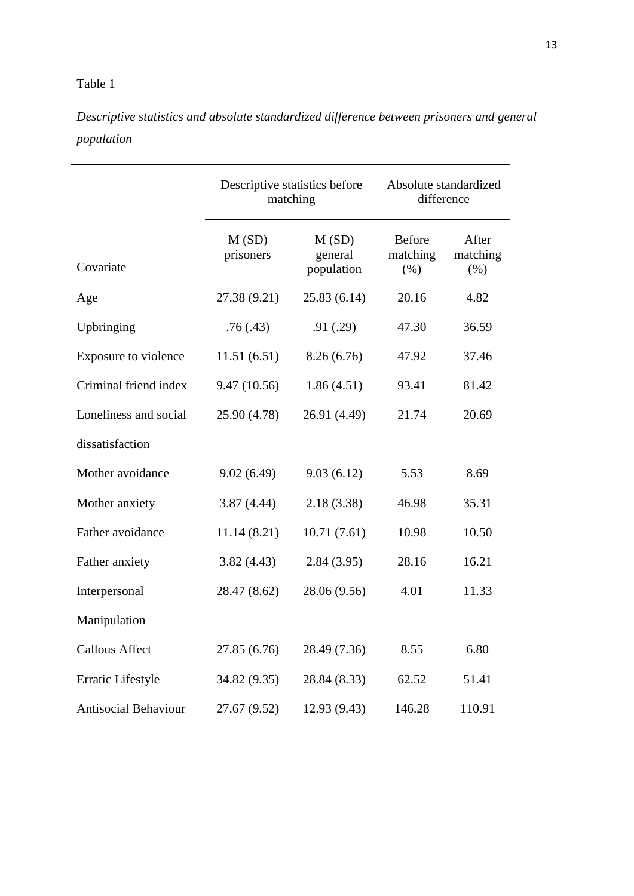Table 1

*Descriptive statistics and absolute standardized difference between prisoners and general population*

| | Descriptive statistics before matching | | Absolute standardized difference | |
|---|---|---|---|---|
| Covariate | M (SD) prisoners | M (SD) general population | Before matching (%) | After matching (%) |
| Age | 27.38 (9.21) | 25.83 (6.14) | 20.16 | 4.82 |
| Upbringing | .76 (.43) | .91 (.29) | 47.30 | 36.59 |
| Exposure to violence | 11.51 (6.51) | 8.26 (6.76) | 47.92 | 37.46 |
| Criminal friend index | 9.47 (10.56) | 1.86 (4.51) | 93.41 | 81.42 |
| Loneliness and social dissatisfaction | 25.90 (4.78) | 26.91 (4.49) | 21.74 | 20.69 |
| Mother avoidance | 9.02 (6.49) | 9.03 (6.12) | 5.53 | 8.69 |
| Mother anxiety | 3.87 (4.44) | 2.18 (3.38) | 46.98 | 35.31 |
| Father avoidance | 11.14 (8.21) | 10.71 (7.61) | 10.98 | 10.50 |
| Father anxiety | 3.82 (4.43) | 2.84 (3.95) | 28.16 | 16.21 |
| Interpersonal Manipulation | 28.47 (8.62) | 28.06 (9.56) | 4.01 | 11.33 |
| Callous Affect | 27.85 (6.76) | 28.49 (7.36) | 8.55 | 6.80 |
| Erratic Lifestyle | 34.82 (9.35) | 28.84 (8.33) | 62.52 | 51.41 |
| Antisocial Behaviour | 27.67 (9.52) | 12.93 (9.43) | 146.28 | 110.91 |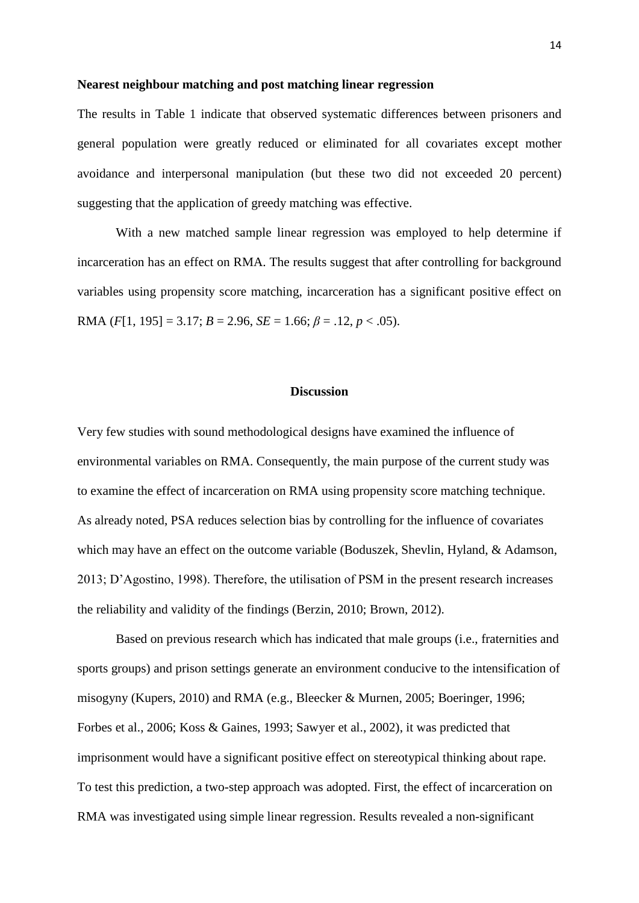**Nearest neighbour matching and post matching linear regression**

The results in Table 1 indicate that observed systematic differences between prisoners and general population were greatly reduced or eliminated for all covariates except mother avoidance and interpersonal manipulation (but these two did not exceeded 20 percent) suggesting that the application of greedy matching was effective.

With a new matched sample linear regression was employed to help determine if incarceration has an effect on RMA. The results suggest that after controlling for background variables using propensity score matching, incarceration has a significant positive effect on RMA ($F$[1, 195] = 3.17; $B$ = 2.96, $SE$ = 1.66; $\beta$ = .12, $p$ < .05).

## Discussion

Very few studies with sound methodological designs have examined the influence of environmental variables on RMA. Consequently, the main purpose of the current study was to examine the effect of incarceration on RMA using propensity score matching technique. As already noted, PSA reduces selection bias by controlling for the influence of covariates which may have an effect on the outcome variable (Boduszek, Shevlin, Hyland, & Adamson, 2013; D'Agostino, 1998). Therefore, the utilisation of PSM in the present research increases the reliability and validity of the findings (Berzin, 2010; Brown, 2012).

Based on previous research which has indicated that male groups (i.e., fraternities and sports groups) and prison settings generate an environment conducive to the intensification of misogyny (Kupers, 2010) and RMA (e.g., Bleecker & Murnen, 2005; Boeringer, 1996; Forbes et al., 2006; Koss & Gaines, 1993; Sawyer et al., 2002), it was predicted that imprisonment would have a significant positive effect on stereotypical thinking about rape. To test this prediction, a two-step approach was adopted. First, the effect of incarceration on RMA was investigated using simple linear regression. Results revealed a non-significant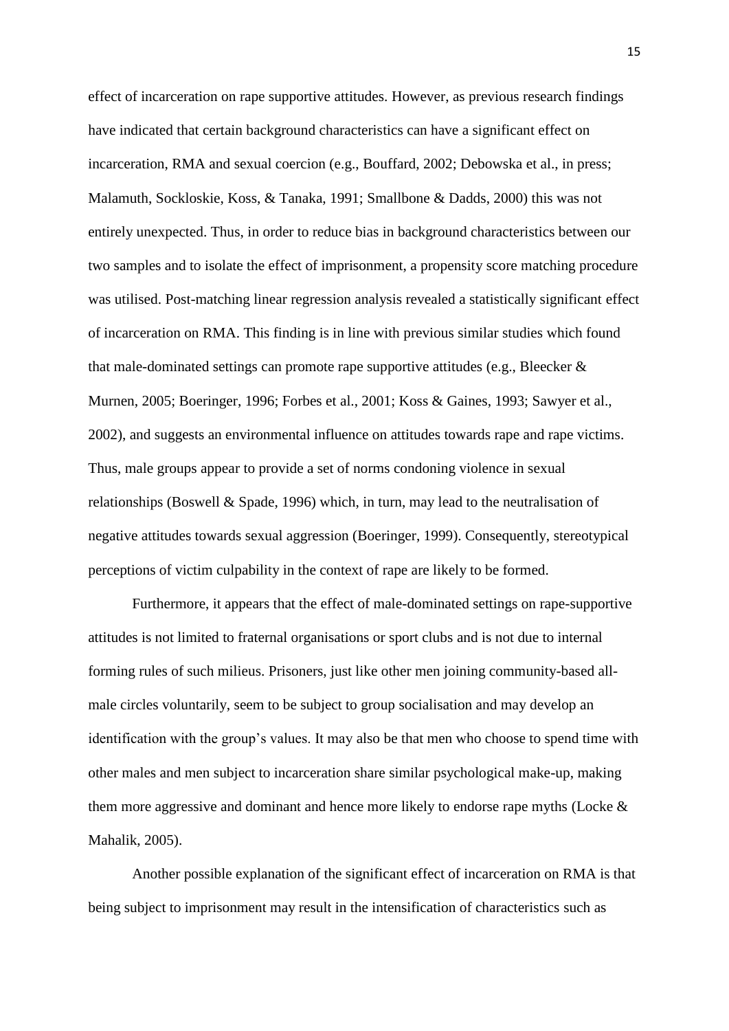effect of incarceration on rape supportive attitudes. However, as previous research findings have indicated that certain background characteristics can have a significant effect on incarceration, RMA and sexual coercion (e.g., Bouffard, 2002; Debowska et al., in press; Malamuth, Sockloskie, Koss, & Tanaka, 1991; Smallbone & Dadds, 2000) this was not entirely unexpected. Thus, in order to reduce bias in background characteristics between our two samples and to isolate the effect of imprisonment, a propensity score matching procedure was utilised. Post-matching linear regression analysis revealed a statistically significant effect of incarceration on RMA. This finding is in line with previous similar studies which found that male-dominated settings can promote rape supportive attitudes (e.g., Bleecker & Murnen, 2005; Boeringer, 1996; Forbes et al., 2001; Koss & Gaines, 1993; Sawyer et al., 2002), and suggests an environmental influence on attitudes towards rape and rape victims. Thus, male groups appear to provide a set of norms condoning violence in sexual relationships (Boswell & Spade, 1996) which, in turn, may lead to the neutralisation of negative attitudes towards sexual aggression (Boeringer, 1999). Consequently, stereotypical perceptions of victim culpability in the context of rape are likely to be formed.

Furthermore, it appears that the effect of male-dominated settings on rape-supportive attitudes is not limited to fraternal organisations or sport clubs and is not due to internal forming rules of such milieus. Prisoners, just like other men joining community-based all-male circles voluntarily, seem to be subject to group socialisation and may develop an identification with the group's values. It may also be that men who choose to spend time with other males and men subject to incarceration share similar psychological make-up, making them more aggressive and dominant and hence more likely to endorse rape myths (Locke & Mahalik, 2005).

Another possible explanation of the significant effect of incarceration on RMA is that being subject to imprisonment may result in the intensification of characteristics such as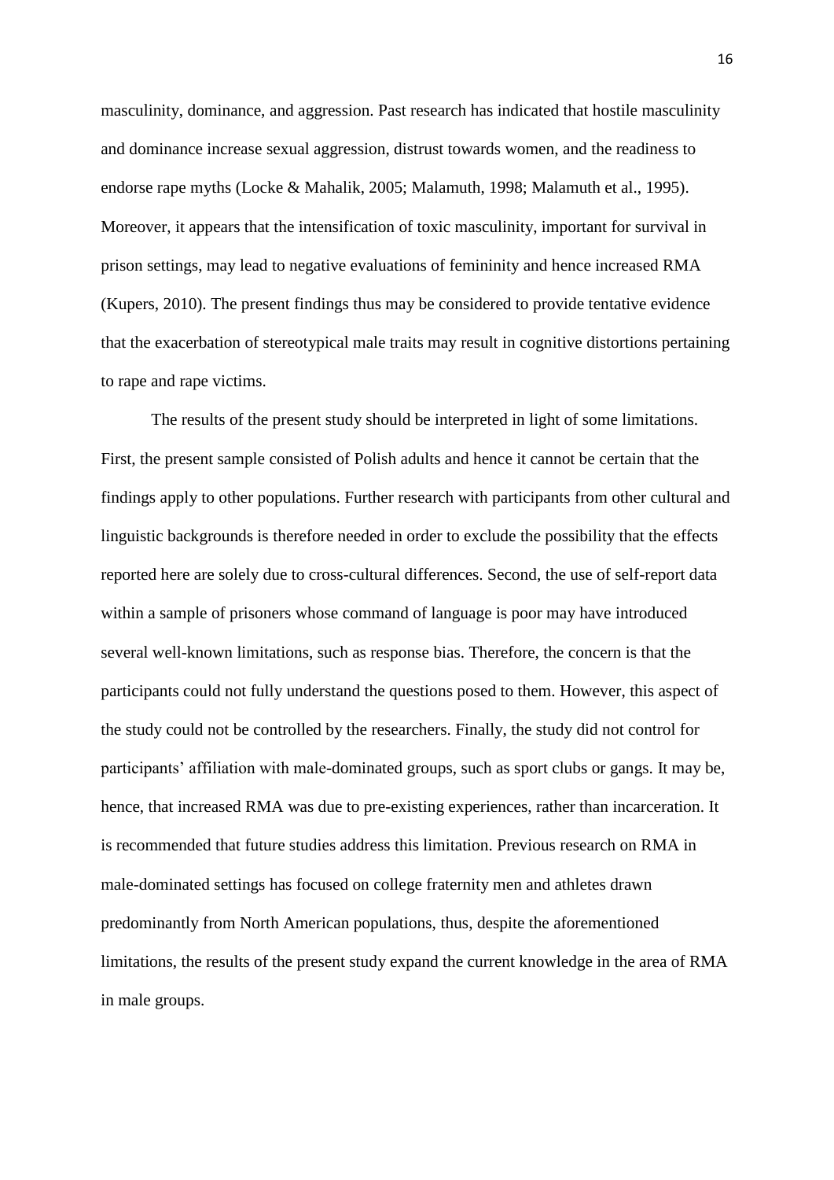masculinity, dominance, and aggression. Past research has indicated that hostile masculinity and dominance increase sexual aggression, distrust towards women, and the readiness to endorse rape myths (Locke & Mahalik, 2005; Malamuth, 1998; Malamuth et al., 1995). Moreover, it appears that the intensification of toxic masculinity, important for survival in prison settings, may lead to negative evaluations of femininity and hence increased RMA (Kupers, 2010). The present findings thus may be considered to provide tentative evidence that the exacerbation of stereotypical male traits may result in cognitive distortions pertaining to rape and rape victims.

The results of the present study should be interpreted in light of some limitations. First, the present sample consisted of Polish adults and hence it cannot be certain that the findings apply to other populations. Further research with participants from other cultural and linguistic backgrounds is therefore needed in order to exclude the possibility that the effects reported here are solely due to cross-cultural differences. Second, the use of self-report data within a sample of prisoners whose command of language is poor may have introduced several well-known limitations, such as response bias. Therefore, the concern is that the participants could not fully understand the questions posed to them. However, this aspect of the study could not be controlled by the researchers. Finally, the study did not control for participants' affiliation with male-dominated groups, such as sport clubs or gangs. It may be, hence, that increased RMA was due to pre-existing experiences, rather than incarceration. It is recommended that future studies address this limitation. Previous research on RMA in male-dominated settings has focused on college fraternity men and athletes drawn predominantly from North American populations, thus, despite the aforementioned limitations, the results of the present study expand the current knowledge in the area of RMA in male groups.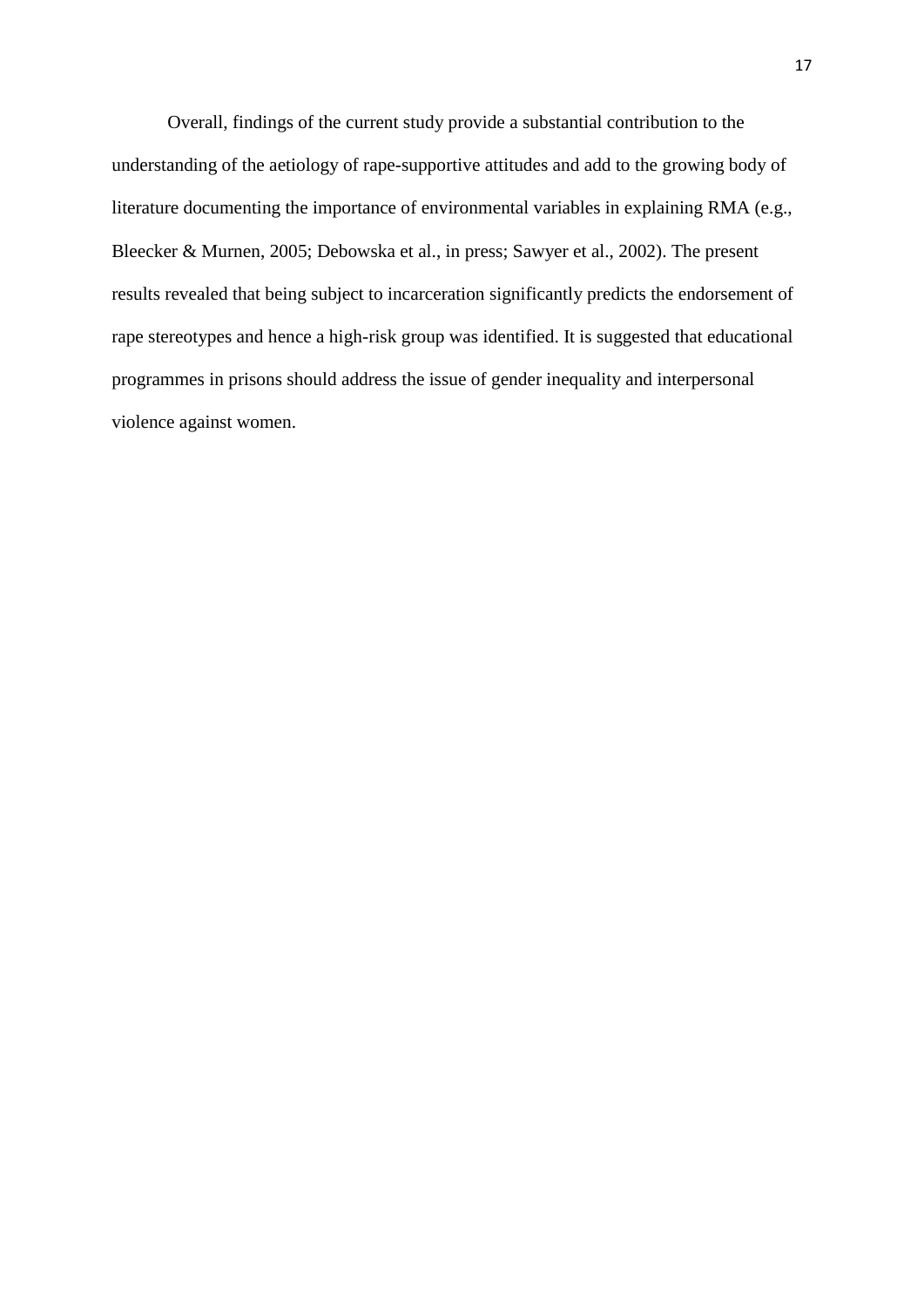Overall, findings of the current study provide a substantial contribution to the understanding of the aetiology of rape-supportive attitudes and add to the growing body of literature documenting the importance of environmental variables in explaining RMA (e.g., Bleecker & Murnen, 2005; Debowska et al., in press; Sawyer et al., 2002). The present results revealed that being subject to incarceration significantly predicts the endorsement of rape stereotypes and hence a high-risk group was identified. It is suggested that educational programmes in prisons should address the issue of gender inequality and interpersonal violence against women.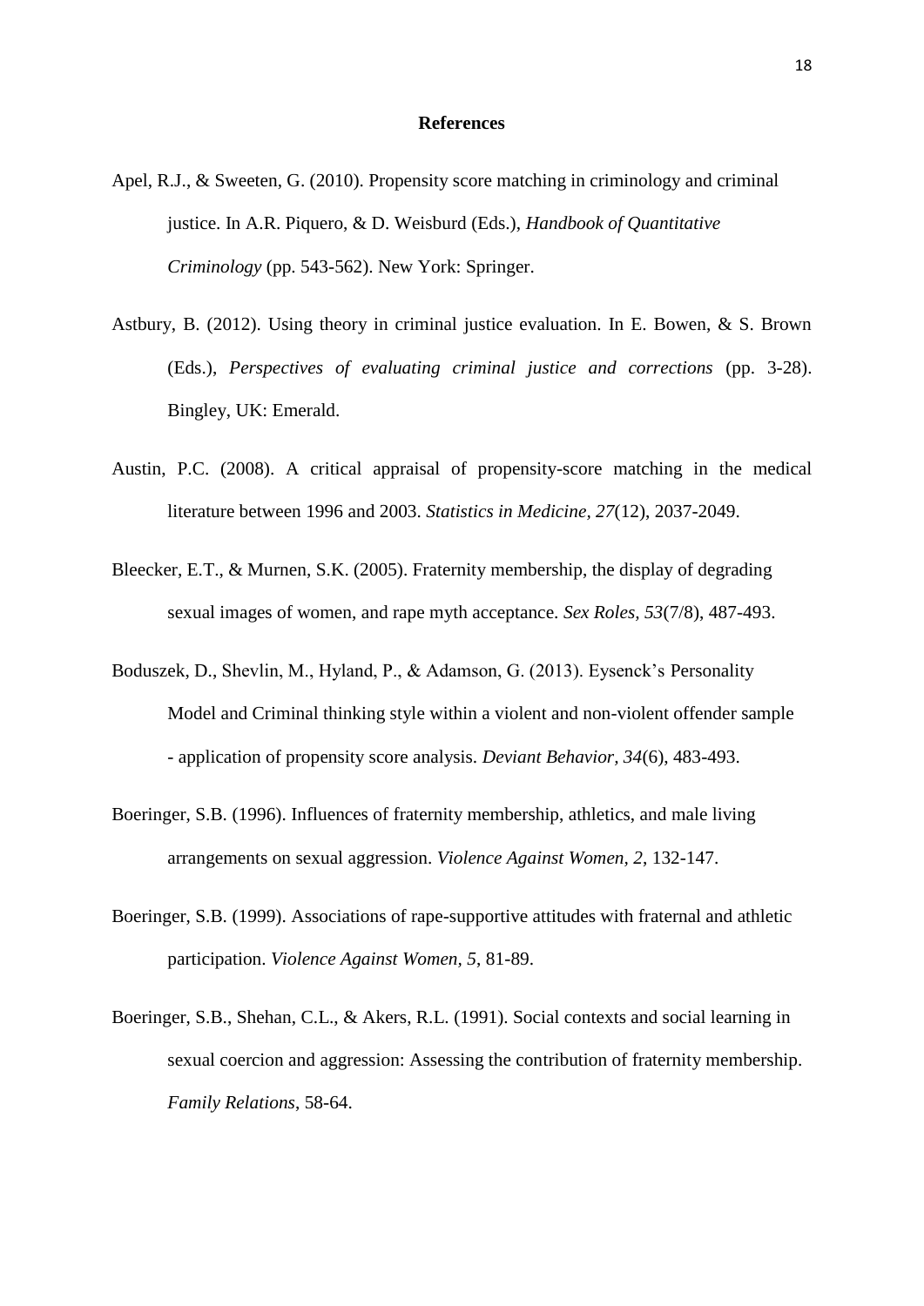## References

Apel, R.J., & Sweeten, G. (2010). Propensity score matching in criminology and criminal justice. In A.R. Piquero, & D. Weisburd (Eds.), *Handbook of Quantitative Criminology* (pp. 543-562). New York: Springer.

Astbury, B. (2012). Using theory in criminal justice evaluation. In E. Bowen, & S. Brown (Eds.), *Perspectives of evaluating criminal justice and corrections* (pp. 3-28). Bingley, UK: Emerald.

Austin, P.C. (2008). A critical appraisal of propensity-score matching in the medical literature between 1996 and 2003. *Statistics in Medicine, 27*(12), 2037-2049.

Bleecker, E.T., & Murnen, S.K. (2005). Fraternity membership, the display of degrading sexual images of women, and rape myth acceptance. *Sex Roles, 53*(7/8), 487-493.

Boduszek, D., Shevlin, M., Hyland, P., & Adamson, G. (2013). Eysenck's Personality Model and Criminal thinking style within a violent and non-violent offender sample - application of propensity score analysis. *Deviant Behavior, 34*(6), 483-493.

Boeringer, S.B. (1996). Influences of fraternity membership, athletics, and male living arrangements on sexual aggression. *Violence Against Women, 2*, 132-147.

Boeringer, S.B. (1999). Associations of rape-supportive attitudes with fraternal and athletic participation. *Violence Against Women, 5*, 81-89.

Boeringer, S.B., Shehan, C.L., & Akers, R.L. (1991). Social contexts and social learning in sexual coercion and aggression: Assessing the contribution of fraternity membership. *Family Relations*, 58-64.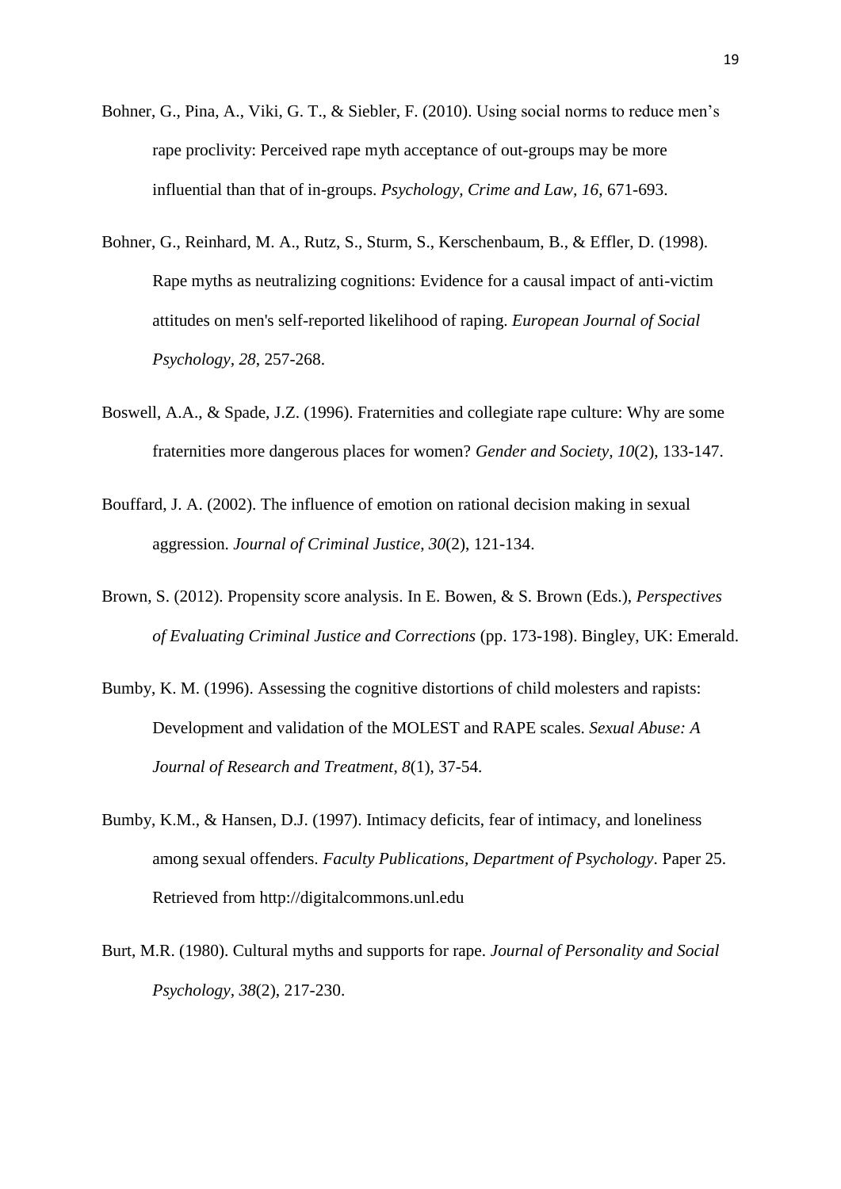Bohner, G., Pina, A., Viki, G. T., & Siebler, F. (2010). Using social norms to reduce men's rape proclivity: Perceived rape myth acceptance of out-groups may be more influential than that of in-groups. *Psychology, Crime and Law, 16*, 671-693.

Bohner, G., Reinhard, M. A., Rutz, S., Sturm, S., Kerschenbaum, B., & Effler, D. (1998). Rape myths as neutralizing cognitions: Evidence for a causal impact of anti-victim attitudes on men's self-reported likelihood of raping. *European Journal of Social Psychology*, *28*, 257-268.

Boswell, A.A., & Spade, J.Z. (1996). Fraternities and collegiate rape culture: Why are some fraternities more dangerous places for women? *Gender and Society*, *10*(2), 133-147.

Bouffard, J. A. (2002). The influence of emotion on rational decision making in sexual aggression. *Journal of Criminal Justice*, *30*(2), 121-134.

Brown, S. (2012). Propensity score analysis. In E. Bowen, & S. Brown (Eds.), *Perspectives of Evaluating Criminal Justice and Corrections* (pp. 173-198). Bingley, UK: Emerald.

Bumby, K. M. (1996). Assessing the cognitive distortions of child molesters and rapists: Development and validation of the MOLEST and RAPE scales. *Sexual Abuse: A Journal of Research and Treatment*, *8*(1), 37-54.

Bumby, K.M., & Hansen, D.J. (1997). Intimacy deficits, fear of intimacy, and loneliness among sexual offenders. *Faculty Publications, Department of Psychology*. Paper 25. Retrieved from http://digitalcommons.unl.edu

Burt, M.R. (1980). Cultural myths and supports for rape. *Journal of Personality and Social Psychology*, *38*(2), 217-230.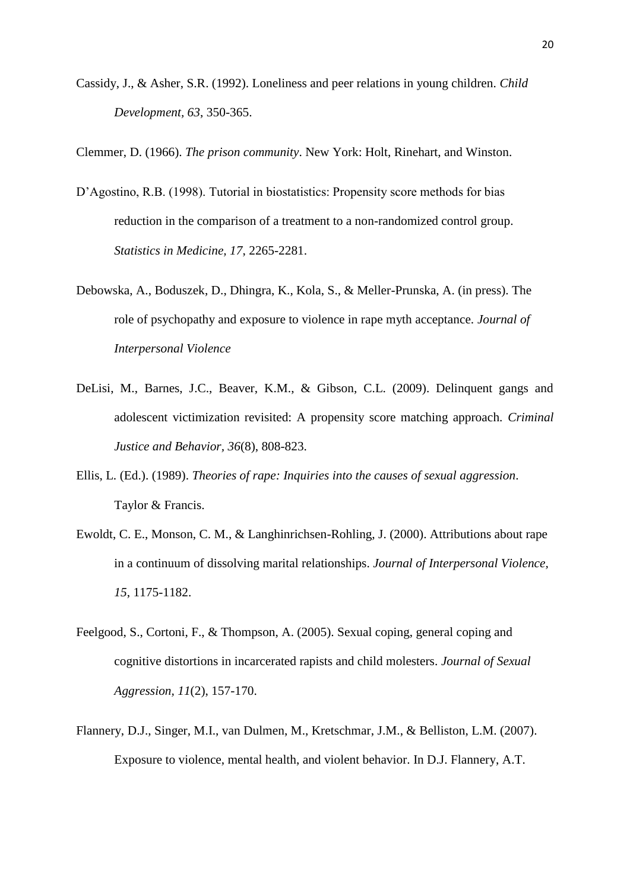Cassidy, J., & Asher, S.R. (1992). Loneliness and peer relations in young children. *Child Development, 63*, 350-365.

Clemmer, D. (1966). *The prison community*. New York: Holt, Rinehart, and Winston.

D'Agostino, R.B. (1998). Tutorial in biostatistics: Propensity score methods for bias reduction in the comparison of a treatment to a non-randomized control group. *Statistics in Medicine, 17*, 2265-2281.

Debowska, A., Boduszek, D., Dhingra, K., Kola, S., & Meller-Prunska, A. (in press). The role of psychopathy and exposure to violence in rape myth acceptance. *Journal of Interpersonal Violence*

DeLisi, M., Barnes, J.C., Beaver, K.M., & Gibson, C.L. (2009). Delinquent gangs and adolescent victimization revisited: A propensity score matching approach. *Criminal Justice and Behavior, 36*(8), 808-823.

Ellis, L. (Ed.). (1989). *Theories of rape: Inquiries into the causes of sexual aggression*. Taylor & Francis.

Ewoldt, C. E., Monson, C. M., & Langhinrichsen-Rohling, J. (2000). Attributions about rape in a continuum of dissolving marital relationships. *Journal of Interpersonal Violence, 15*, 1175-1182.

Feelgood, S., Cortoni, F., & Thompson, A. (2005). Sexual coping, general coping and cognitive distortions in incarcerated rapists and child molesters. *Journal of Sexual Aggression, 11*(2), 157-170.

Flannery, D.J., Singer, M.I., van Dulmen, M., Kretschmar, J.M., & Belliston, L.M. (2007). Exposure to violence, mental health, and violent behavior. In D.J. Flannery, A.T.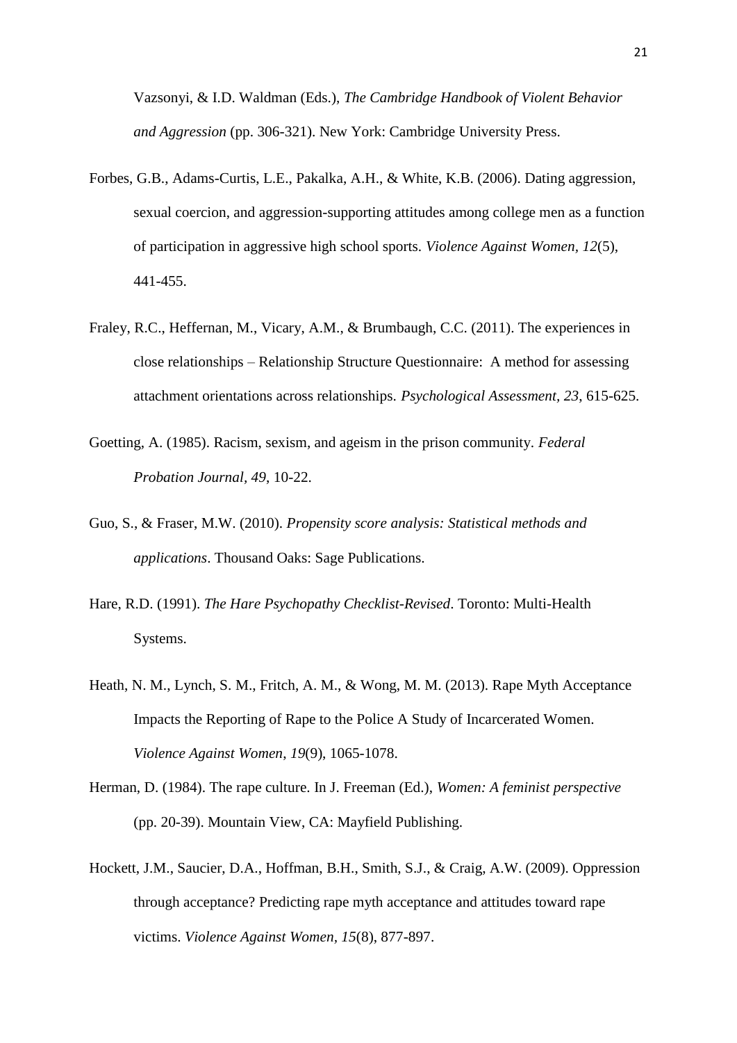Vazsonyi, & I.D. Waldman (Eds.), *The Cambridge Handbook of Violent Behavior and Aggression* (pp. 306-321). New York: Cambridge University Press.

Forbes, G.B., Adams-Curtis, L.E., Pakalka, A.H., & White, K.B. (2006). Dating aggression, sexual coercion, and aggression-supporting attitudes among college men as a function of participation in aggressive high school sports. *Violence Against Women, 12*(5), 441-455.

Fraley, R.C., Heffernan, M., Vicary, A.M., & Brumbaugh, C.C. (2011). The experiences in close relationships – Relationship Structure Questionnaire: A method for assessing attachment orientations across relationships. *Psychological Assessment, 23*, 615-625.

Goetting, A. (1985). Racism, sexism, and ageism in the prison community. *Federal Probation Journal, 49*, 10-22.

Guo, S., & Fraser, M.W. (2010). *Propensity score analysis: Statistical methods and applications*. Thousand Oaks: Sage Publications.

Hare, R.D. (1991). *The Hare Psychopathy Checklist-Revised*. Toronto: Multi-Health Systems.

Heath, N. M., Lynch, S. M., Fritch, A. M., & Wong, M. M. (2013). Rape Myth Acceptance Impacts the Reporting of Rape to the Police A Study of Incarcerated Women. *Violence Against Women*, *19*(9), 1065-1078.

Herman, D. (1984). The rape culture. In J. Freeman (Ed.), *Women: A feminist perspective* (pp. 20-39). Mountain View, CA: Mayfield Publishing.

Hockett, J.M., Saucier, D.A., Hoffman, B.H., Smith, S.J., & Craig, A.W. (2009). Oppression through acceptance? Predicting rape myth acceptance and attitudes toward rape victims. *Violence Against Women, 15*(8), 877-897.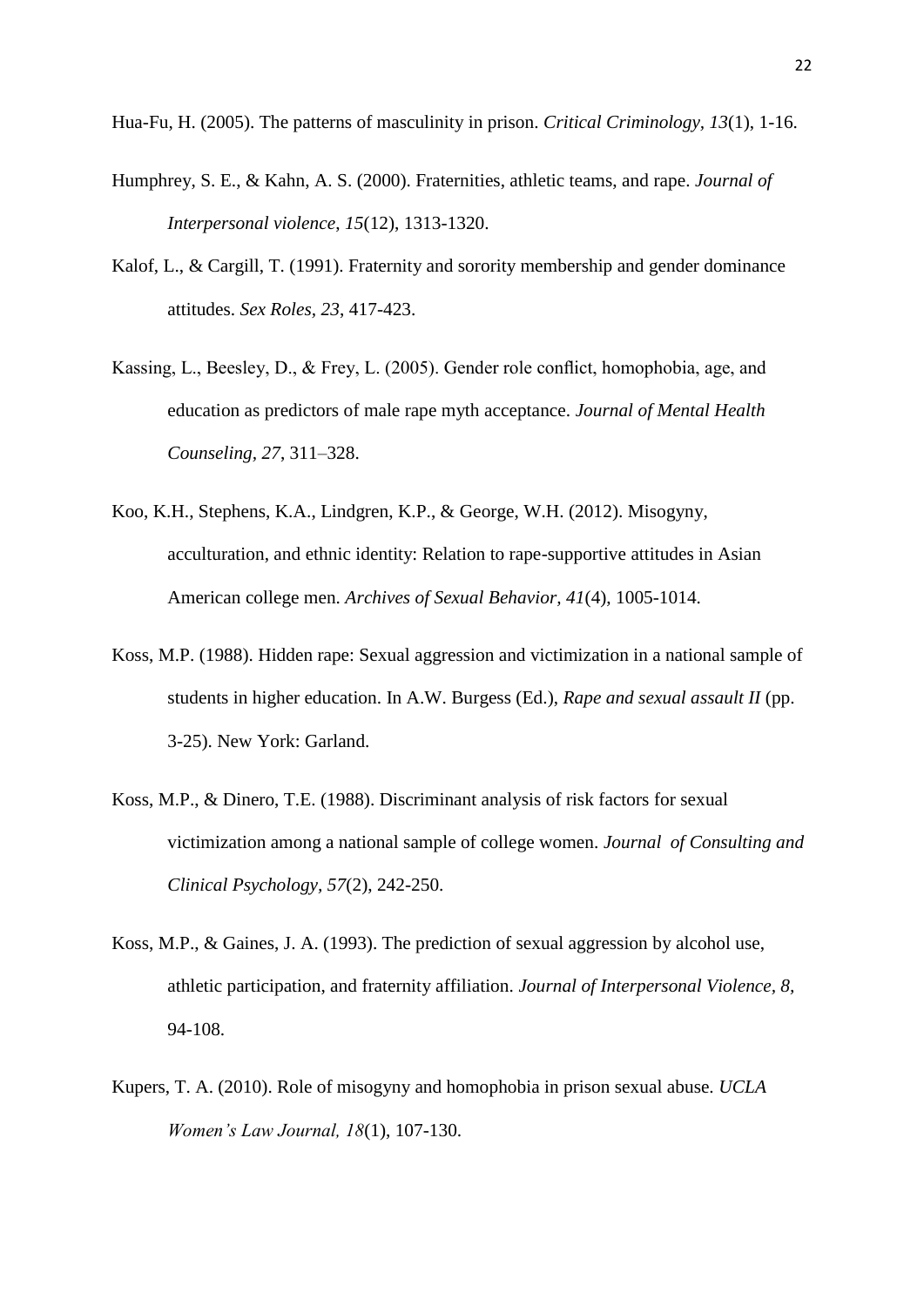Hua-Fu, H. (2005). The patterns of masculinity in prison. *Critical Criminology, 13*(1), 1-16.

Humphrey, S. E., & Kahn, A. S. (2000). Fraternities, athletic teams, and rape. *Journal of Interpersonal violence, 15*(12), 1313-1320.

Kalof, L., & Cargill, T. (1991). Fraternity and sorority membership and gender dominance attitudes. *Sex Roles, 23*, 417-423.

Kassing, L., Beesley, D., & Frey, L. (2005). Gender role conflict, homophobia, age, and education as predictors of male rape myth acceptance. *Journal of Mental Health Counseling, 27*, 311–328.

Koo, K.H., Stephens, K.A., Lindgren, K.P., & George, W.H. (2012). Misogyny, acculturation, and ethnic identity: Relation to rape-supportive attitudes in Asian American college men. *Archives of Sexual Behavior, 41*(4), 1005-1014.

Koss, M.P. (1988). Hidden rape: Sexual aggression and victimization in a national sample of students in higher education. In A.W. Burgess (Ed.), *Rape and sexual assault II* (pp. 3-25). New York: Garland.

Koss, M.P., & Dinero, T.E. (1988). Discriminant analysis of risk factors for sexual victimization among a national sample of college women. *Journal of Consulting and Clinical Psychology, 57*(2), 242-250.

Koss, M.P., & Gaines, J. A. (1993). The prediction of sexual aggression by alcohol use, athletic participation, and fraternity affiliation. *Journal of Interpersonal Violence, 8,* 94-108.

Kupers, T. A. (2010). Role of misogyny and homophobia in prison sexual abuse. *UCLA Women's Law Journal, 18*(1), 107-130.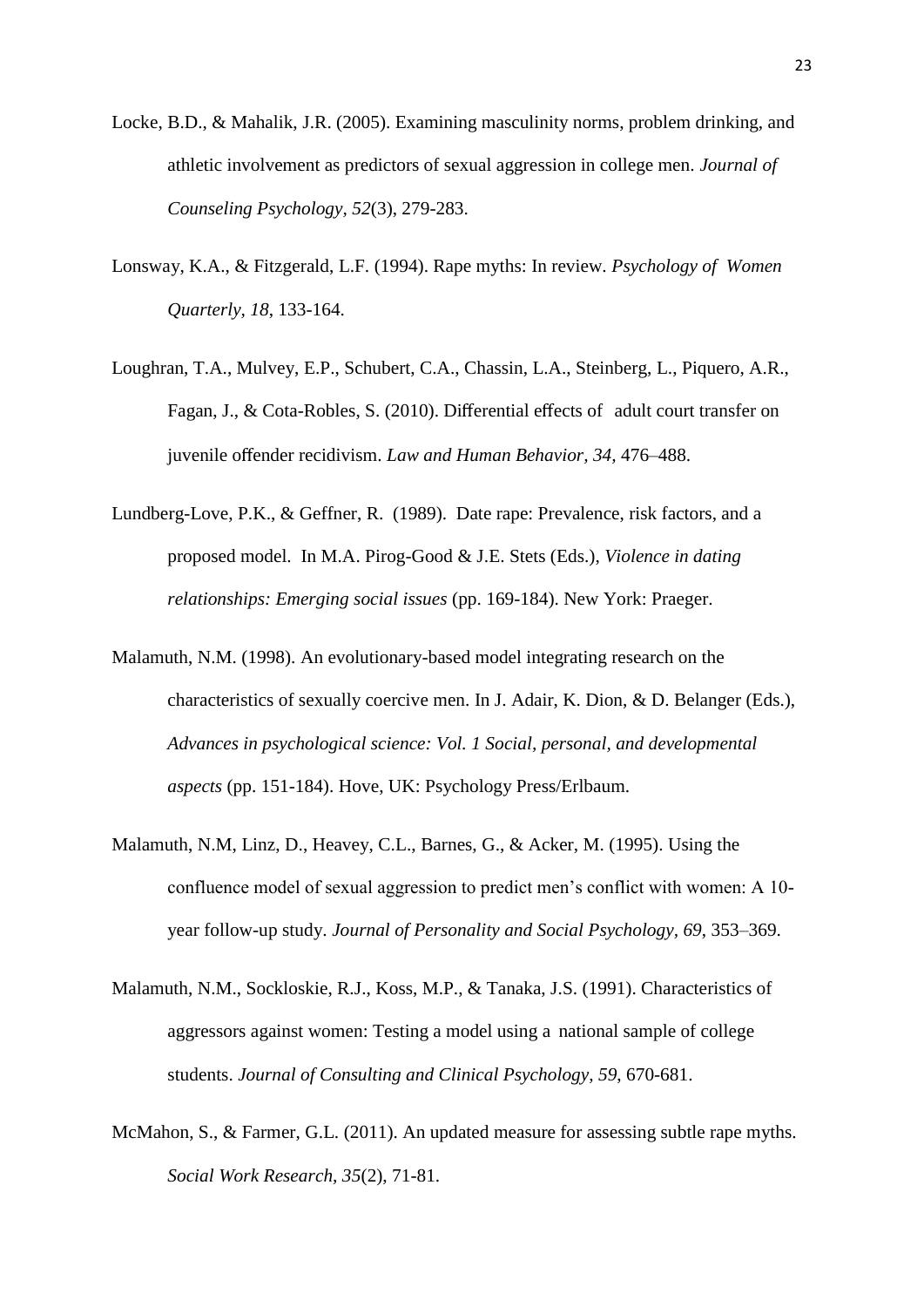Locke, B.D., & Mahalik, J.R. (2005). Examining masculinity norms, problem drinking, and athletic involvement as predictors of sexual aggression in college men. *Journal of Counseling Psychology, 52*(3), 279-283.

Lonsway, K.A., & Fitzgerald, L.F. (1994). Rape myths: In review. *Psychology of Women Quarterly, 18*, 133-164.

Loughran, T.A., Mulvey, E.P., Schubert, C.A., Chassin, L.A., Steinberg, L., Piquero, A.R., Fagan, J., & Cota-Robles, S. (2010). Differential effects of adult court transfer on juvenile offender recidivism. *Law and Human Behavior, 34,* 476–488.

Lundberg-Love, P.K., & Geffner, R. (1989). Date rape: Prevalence, risk factors, and a proposed model. In M.A. Pirog-Good & J.E. Stets (Eds.), *Violence in dating relationships: Emerging social issues* (pp. 169-184). New York: Praeger.

Malamuth, N.M. (1998). An evolutionary-based model integrating research on the characteristics of sexually coercive men. In J. Adair, K. Dion, & D. Belanger (Eds.), *Advances in psychological science: Vol. 1 Social, personal, and developmental aspects* (pp. 151-184). Hove, UK: Psychology Press/Erlbaum.

Malamuth, N.M, Linz, D., Heavey, C.L., Barnes, G., & Acker, M. (1995). Using the confluence model of sexual aggression to predict men's conflict with women: A 10-year follow-up study. *Journal of Personality and Social Psychology, 69*, 353–369.

Malamuth, N.M., Sockloskie, R.J., Koss, M.P., & Tanaka, J.S. (1991). Characteristics of aggressors against women: Testing a model using a national sample of college students. *Journal of Consulting and Clinical Psychology, 59*, 670-681.

McMahon, S., & Farmer, G.L. (2011). An updated measure for assessing subtle rape myths. *Social Work Research, 35*(2), 71-81.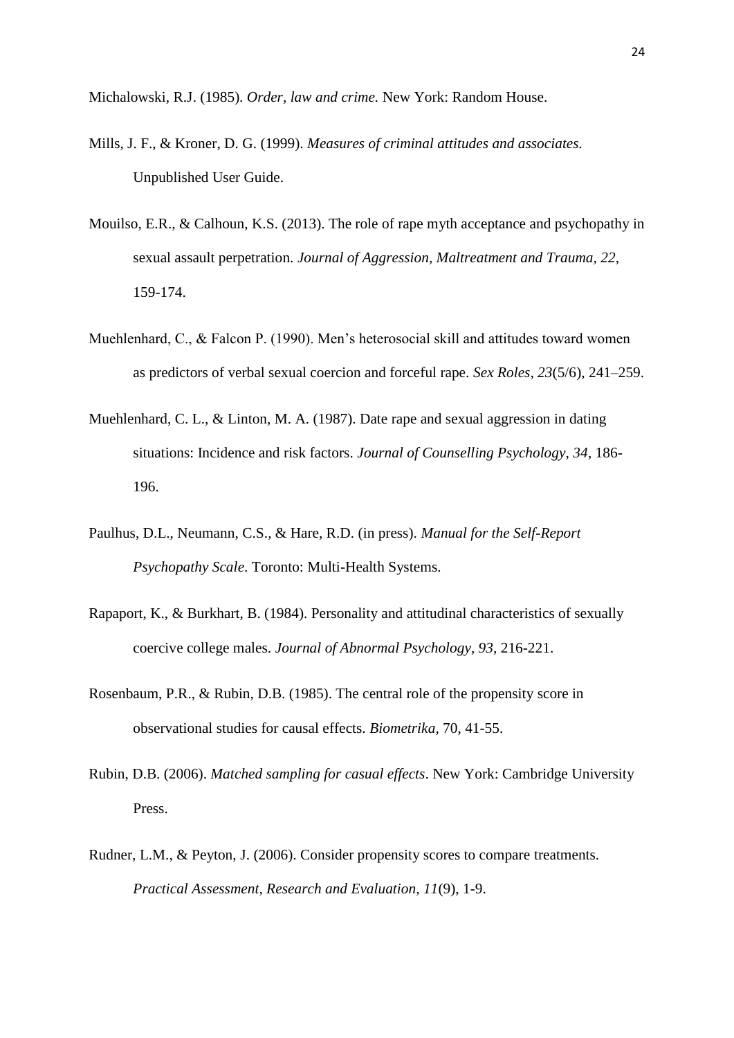Michalowski, R.J. (1985). *Order, law and crime.* New York: Random House.

Mills, J. F., & Kroner, D. G. (1999). *Measures of criminal attitudes and associates.* Unpublished User Guide.

Mouilso, E.R., & Calhoun, K.S. (2013). The role of rape myth acceptance and psychopathy in sexual assault perpetration. *Journal of Aggression, Maltreatment and Trauma, 22*, 159-174.

Muehlenhard, C., & Falcon P. (1990). Men's heterosocial skill and attitudes toward women as predictors of verbal sexual coercion and forceful rape. *Sex Roles*, *23*(5/6), 241–259.

Muehlenhard, C. L., & Linton, M. A. (1987). Date rape and sexual aggression in dating situations: Incidence and risk factors. *Journal of Counselling Psychology, 34*, 186-196.

Paulhus, D.L., Neumann, C.S., & Hare, R.D. (in press). *Manual for the Self-Report Psychopathy Scale*. Toronto: Multi-Health Systems.

Rapaport, K., & Burkhart, B. (1984). Personality and attitudinal characteristics of sexually coercive college males. *Journal of Abnormal Psychology, 93*, 216-221.

Rosenbaum, P.R., & Rubin, D.B. (1985). The central role of the propensity score in observational studies for causal effects. *Biometrika*, 70, 41-55.

Rubin, D.B. (2006). *Matched sampling for casual effects*. New York: Cambridge University Press.

Rudner, L.M., & Peyton, J. (2006). Consider propensity scores to compare treatments. *Practical Assessment, Research and Evaluation, 11*(9), 1-9.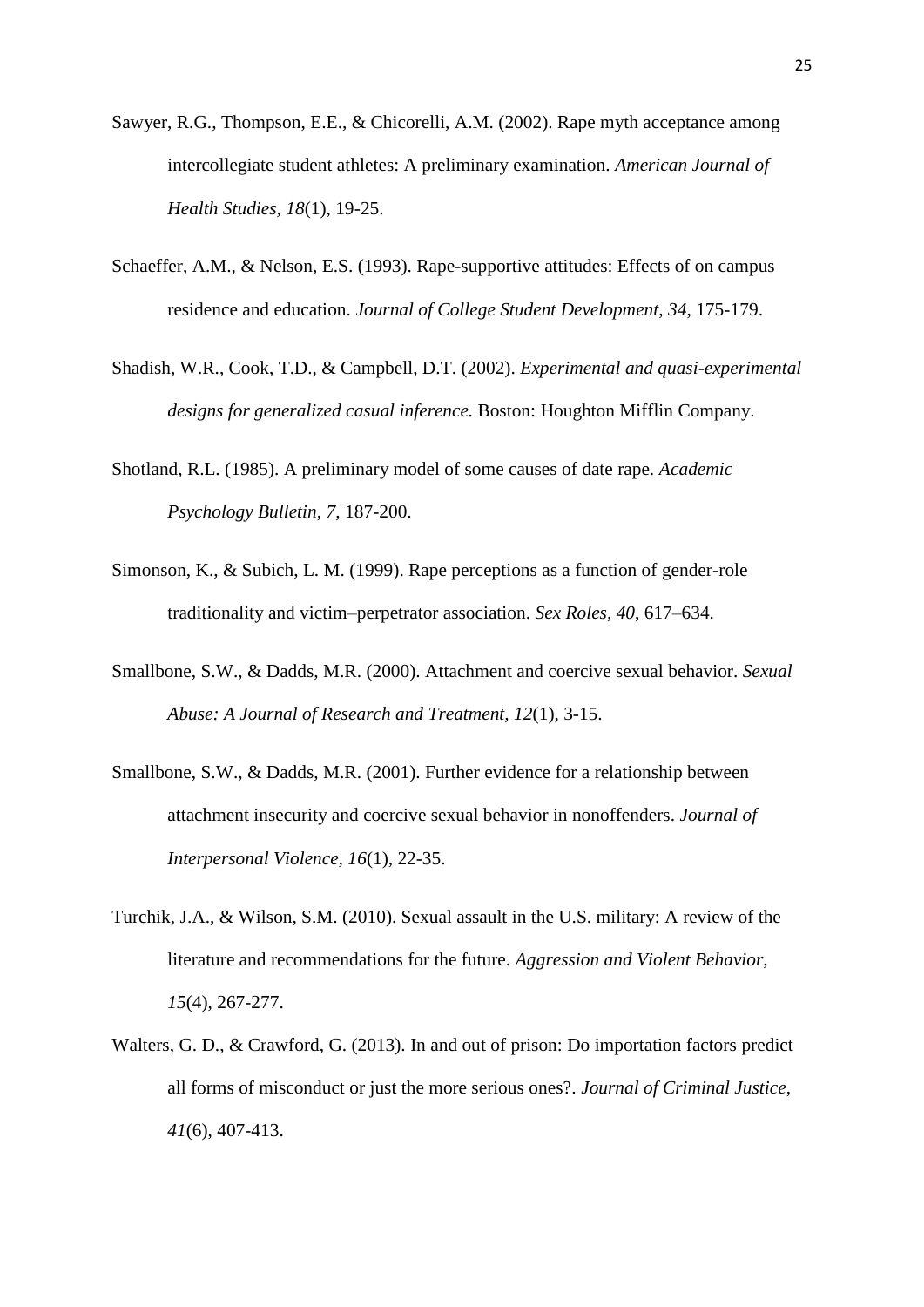Sawyer, R.G., Thompson, E.E., & Chicorelli, A.M. (2002). Rape myth acceptance among intercollegiate student athletes: A preliminary examination. *American Journal of Health Studies, 18*(1), 19-25.

Schaeffer, A.M., & Nelson, E.S. (1993). Rape-supportive attitudes: Effects of on campus residence and education. *Journal of College Student Development*, *34*, 175-179.

Shadish, W.R., Cook, T.D., & Campbell, D.T. (2002). *Experimental and quasi-experimental designs for generalized casual inference.* Boston: Houghton Mifflin Company.

Shotland, R.L. (1985). A preliminary model of some causes of date rape. *Academic Psychology Bulletin, 7*, 187-200.

Simonson, K., & Subich, L. M. (1999). Rape perceptions as a function of gender-role traditionality and victim–perpetrator association. *Sex Roles*, *40*, 617–634.

Smallbone, S.W., & Dadds, M.R. (2000). Attachment and coercive sexual behavior. *Sexual Abuse: A Journal of Research and Treatment, 12*(1), 3-15.

Smallbone, S.W., & Dadds, M.R. (2001). Further evidence for a relationship between attachment insecurity and coercive sexual behavior in nonoffenders. *Journal of Interpersonal Violence, 16*(1), 22-35.

Turchik, J.A., & Wilson, S.M. (2010). Sexual assault in the U.S. military: A review of the literature and recommendations for the future. *Aggression and Violent Behavior, 15*(4), 267-277.

Walters, G. D., & Crawford, G. (2013). In and out of prison: Do importation factors predict all forms of misconduct or just the more serious ones?. *Journal of Criminal Justice*, *41*(6), 407-413.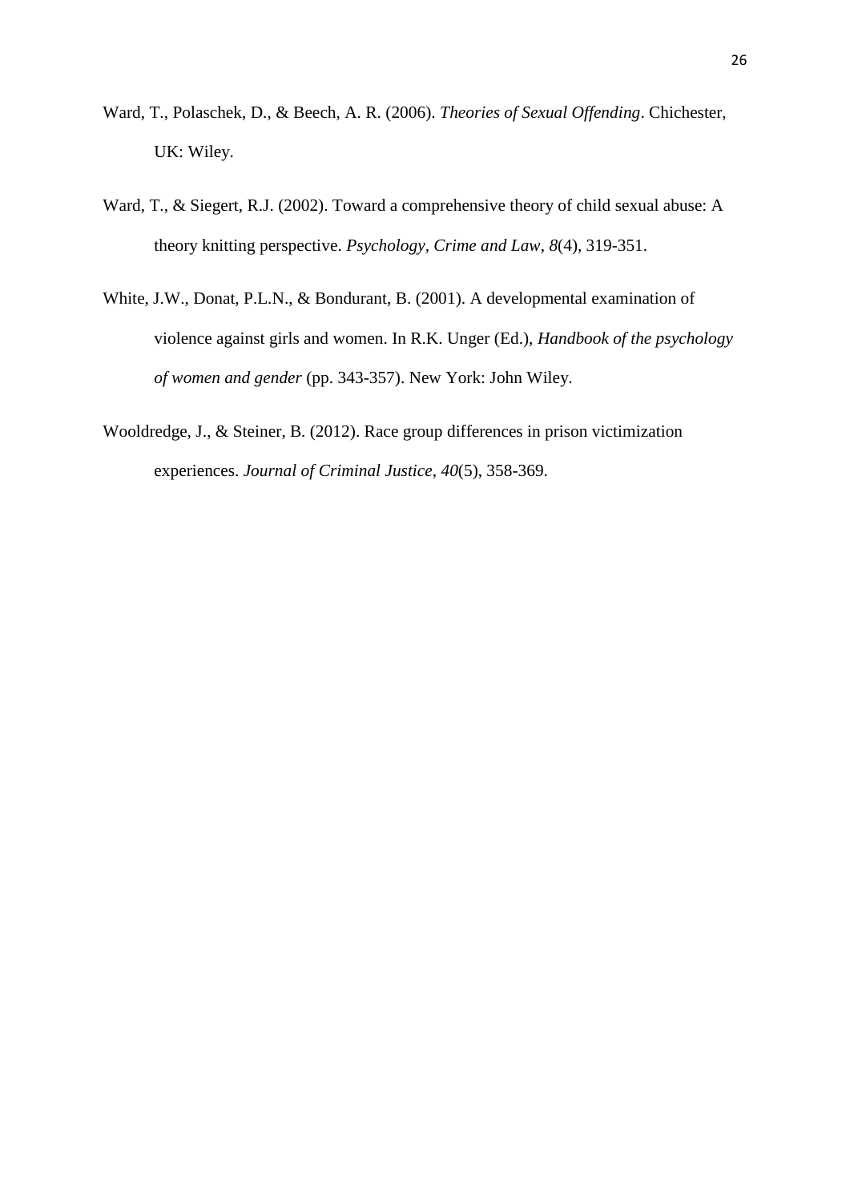Ward, T., Polaschek, D., & Beech, A. R. (2006). *Theories of Sexual Offending*. Chichester, UK: Wiley.

Ward, T., & Siegert, R.J. (2002). Toward a comprehensive theory of child sexual abuse: A theory knitting perspective. *Psychology, Crime and Law*, *8*(4), 319-351.

White, J.W., Donat, P.L.N., & Bondurant, B. (2001). A developmental examination of violence against girls and women. In R.K. Unger (Ed.), *Handbook of the psychology of women and gender* (pp. 343-357). New York: John Wiley.

Wooldredge, J., & Steiner, B. (2012). Race group differences in prison victimization experiences. *Journal of Criminal Justice*, *40*(5), 358-369.